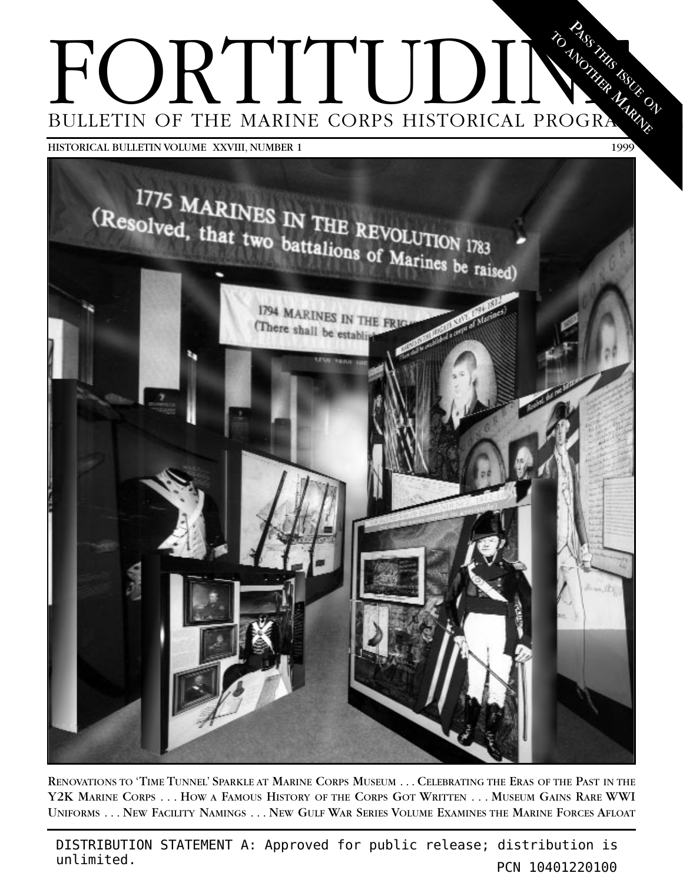# FORTITUDINE

## BULLETIN OF THE MARINE CORPS HISTORICAL PROGRAM

PASS THIS ISSUE ON TO ANOTHER MARINE

HISTORICAL BULLETIN VOLUME XXVIII, NUMBER 1 — 1999

RENOVATIONS TO 'TIME TUNNEL' SPARKLE AT MARINE CORPS MUSEUM . . . CELEBRATING THE ERAS OF THE PAST IN THE Y2K MARINE CORPS . . . HOW A FAMOUS HISTORY OF THE CORPS GOT WRITTEN . . . MUSEUM GAINS RARE WWI UNIFORMS . . . NEW FACILITY NAMINGS . . . NEW GULF WAR SERIES VOLUME EXAMINES THE MARINE FORCES AFLOAT

DISTRIBUTION STATEMENT A: Approved for public release; distribution is unlimited.

PCN 10401220100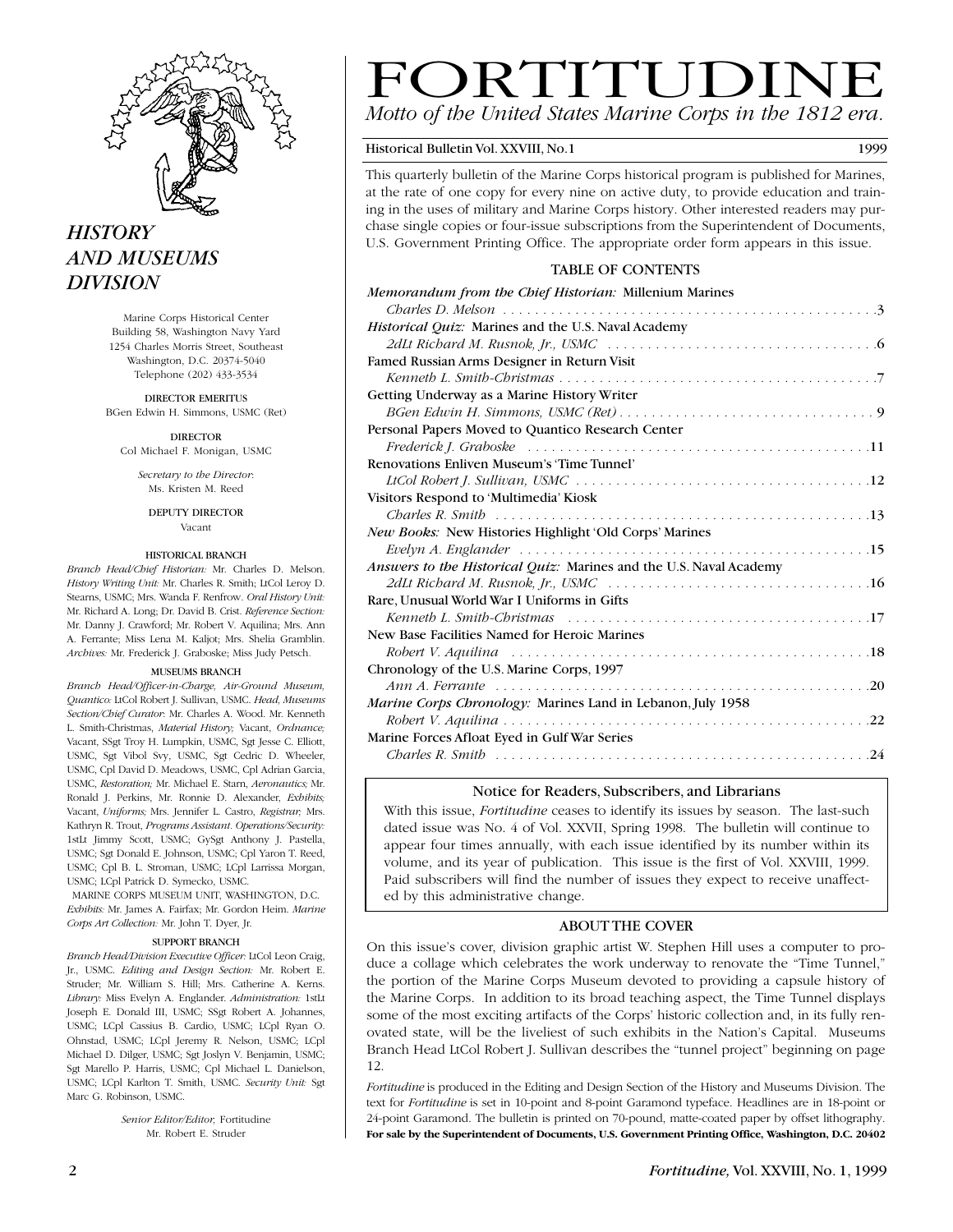# FORTITUDINE

*Motto of the United States Marine Corps in the 1812 era.*

Historical Bulletin Vol. XXVIII, No. 1 — 1999

This quarterly bulletin of the Marine Corps historical program is published for Marines, at the rate of one copy for every nine on active duty, to provide education and training in the uses of military and Marine Corps history. Other interested readers may purchase single copies or four-issue subscriptions from the Superintendent of Documents, U.S. Government Printing Office. The appropriate order form appears in this issue.

## TABLE OF CONTENTS

*Memorandum from the Chief Historian:* Millenium Marines
*Charles D. Melson* . . . 3

*Historical Quiz:* Marines and the U.S. Naval Academy
*2dLt Richard M. Rusnok, Jr., USMC* . . . 6

Famed Russian Arms Designer in Return Visit
*Kenneth L. Smith-Christmas* . . . 7

Getting Underway as a Marine History Writer
*BGen Edwin H. Simmons, USMC (Ret)* . . . 9

Personal Papers Moved to Quantico Research Center
*Frederick J. Graboske* . . . 11

Renovations Enliven Museum's 'Time Tunnel'
*LtCol Robert J. Sullivan, USMC* . . . 12

Visitors Respond to 'Multimedia' Kiosk
*Charles R. Smith* . . . 13

*New Books:* New Histories Highlight 'Old Corps' Marines
*Evelyn A. Englander* . . . 15

*Answers to the Historical Quiz:* Marines and the U.S. Naval Academy
*2dLt Richard M. Rusnok, Jr., USMC* . . . 16

Rare, Unusual World War I Uniforms in Gifts
*Kenneth L. Smith-Christmas* . . . 17

New Base Facilities Named for Heroic Marines
*Robert V. Aquilina* . . . 18

Chronology of the U.S. Marine Corps, 1997
*Ann A. Ferrante* . . . 20

*Marine Corps Chronology:* Marines Land in Lebanon, July 1958
*Robert V. Aquilina* . . . 22

Marine Forces Afloat Eyed in Gulf War Series
*Charles R. Smith* . . . 24

### Notice for Readers, Subscribers, and Librarians

With this issue, *Fortitudine* ceases to identify its issues by season. The last-such dated issue was No. 4 of Vol. XXVII, Spring 1998. The bulletin will continue to appear four times annually, with each issue identified by its number within its volume, and its year of publication. This issue is the first of Vol. XXVIII, 1999. Paid subscribers will find the number of issues they expect to receive unaffected by this administrative change.

### ABOUT THE COVER

On this issue's cover, division graphic artist W. Stephen Hill uses a computer to produce a collage which celebrates the work underway to renovate the "Time Tunnel," the portion of the Marine Corps Museum devoted to providing a capsule history of the Marine Corps. In addition to its broad teaching aspect, the Time Tunnel displays some of the most exciting artifacts of the Corps' historic collection and, in its fully renovated state, will be the liveliest of such exhibits in the Nation's Capital. Museums Branch Head LtCol Robert J. Sullivan describes the "tunnel project" beginning on page 12.

*Fortitudine* is produced in the Editing and Design Section of the History and Museums Division. The text for *Fortitudine* is set in 10-point and 8-point Garamond typeface. Headlines are in 18-point or 24-point Garamond. The bulletin is printed on 70-pound, matte-coated paper by offset lithography.
**For sale by the Superintendent of Documents, U.S. Government Printing Office, Washington, D.C. 20402**

## *HISTORY AND MUSEUMS DIVISION*

Marine Corps Historical Center
Building 58, Washington Navy Yard
1254 Charles Morris Street, Southeast
Washington, D.C. 20374-5040
Telephone (202) 433-3534

DIRECTOR EMERITUS
BGen Edwin H. Simmons, USMC (Ret)

DIRECTOR
Col Michael F. Monigan, USMC

*Secretary to the Director*:
Ms. Kristen M. Reed

DEPUTY DIRECTOR
Vacant

HISTORICAL BRANCH

*Branch Head/Chief Historian:* Mr. Charles D. Melson. *History Writing Unit:* Mr. Charles R. Smith; LtCol Leroy D. Stearns, USMC; Mrs. Wanda F. Renfrow. *Oral History Unit:* Mr. Richard A. Long; Dr. David B. Crist. *Reference Section:* Mr. Danny J. Crawford; Mr. Robert V. Aquilina; Mrs. Ann A. Ferrante; Miss Lena M. Kaljot; Mrs. Shelia Gramblin. *Archives:* Mr. Frederick J. Graboske; Miss Judy Petsch.

MUSEUMS BRANCH

*Branch Head/Officer-in-Charge, Air-Ground Museum, Quantico:* LtCol Robert J. Sullivan, USMC. *Head, Museums Section/Chief Curator:* Mr. Charles A. Wood. Mr. Kenneth L. Smith-Christmas, *Material History;* Vacant, *Ordnance;* Vacant, SSgt Troy H. Lumpkin, USMC, Sgt Jesse C. Elliott, USMC, Sgt Vibol Svy, USMC, Sgt Cedric D. Wheeler, USMC, Cpl David D. Meadows, USMC, Cpl Adrian Garcia, USMC, *Restoration;* Mr. Michael E. Starn, *Aeronautics;* Mr. Ronald J. Perkins, Mr. Ronnie D. Alexander, *Exhibits;* Vacant, *Uniforms;* Mrs. Jennifer L. Castro, *Registrar;* Mrs. Kathryn R. Trout, *Programs Assistant. Operations/Security:* 1stLt Jimmy Scott, USMC; GySgt Anthony J. Pastella, USMC; Sgt Donald E. Johnson, USMC; Cpl Yaron T. Reed, USMC; Cpl B. L. Stroman, USMC; LCpl Larrissa Morgan, USMC; LCpl Patrick D. Symecko, USMC.

MARINE CORPS MUSEUM UNIT, WASHINGTON, D.C.
*Exhibits:* Mr. James A. Fairfax; Mr. Gordon Heim. *Marine Corps Art Collection:* Mr. John T. Dyer, Jr.

SUPPORT BRANCH

*Branch Head/Division Executive Officer:* LtCol Leon Craig, Jr., USMC. *Editing and Design Section:* Mr. Robert E. Struder; Mr. William S. Hill; Mrs. Catherine A. Kerns. *Library:* Miss Evelyn A. Englander. *Administration:* 1stLt Joseph E. Donald III, USMC; SSgt Robert A. Johannes, USMC; LCpl Cassius B. Cardio, USMC; LCpl Ryan O. Ohnstad, USMC; LCpl Jeremy R. Nelson, USMC; LCpl Michael D. Dilger, USMC; Sgt Joslyn V. Benjamin, USMC; Sgt Marello P. Harris, USMC; Cpl Michael L. Danielson, USMC; LCpl Karlton T. Smith, USMC. *Security Unit:* Sgt Marc G. Robinson, USMC.

*Senior Editor/Editor,* Fortitudine
Mr. Robert E. Struder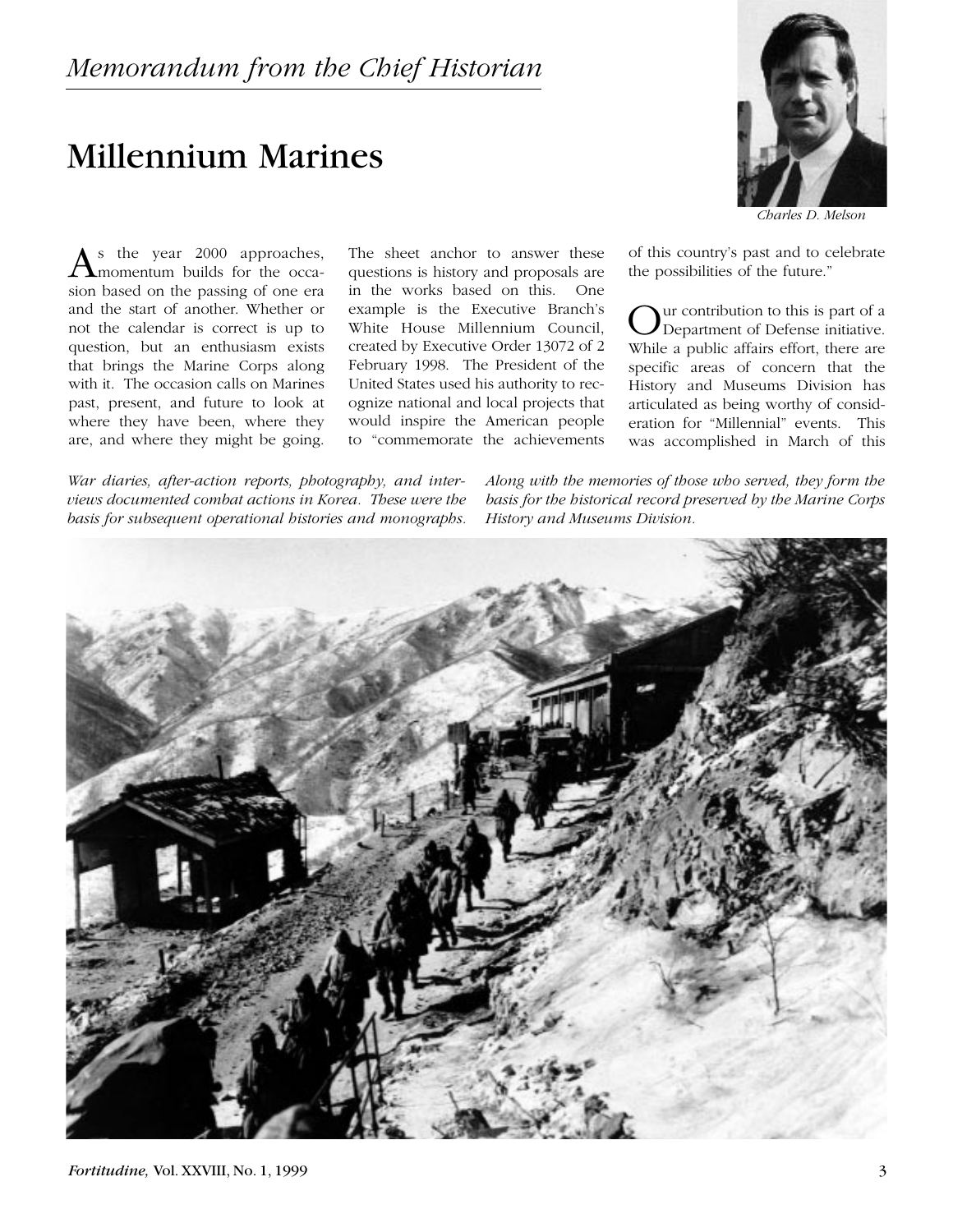*Memorandum from the Chief Historian*

# Millennium Marines

*Charles D. Melson*

As the year 2000 approaches, momentum builds for the occasion based on the passing of one era and the start of another. Whether or not the calendar is correct is up to question, but an enthusiasm exists that brings the Marine Corps along with it. The occasion calls on Marines past, present, and future to look at where they have been, where they are, and where they might be going. The sheet anchor to answer these questions is history and proposals are in the works based on this. One example is the Executive Branch's White House Millennium Council, created by Executive Order 13072 of 2 February 1998. The President of the United States used his authority to recognize national and local projects that would inspire the American people to "commemorate the achievements of this country's past and to celebrate the possibilities of the future."

Our contribution to this is part of a Department of Defense initiative. While a public affairs effort, there are specific areas of concern that the History and Museums Division has articulated as being worthy of consideration for "Millennial" events. This was accomplished in March of this

*War diaries, after-action reports, photography, and interviews documented combat actions in Korea. These were the basis for subsequent operational histories and monographs. Along with the memories of those who served, they form the basis for the historical record preserved by the Marine Corps History and Museums Division.*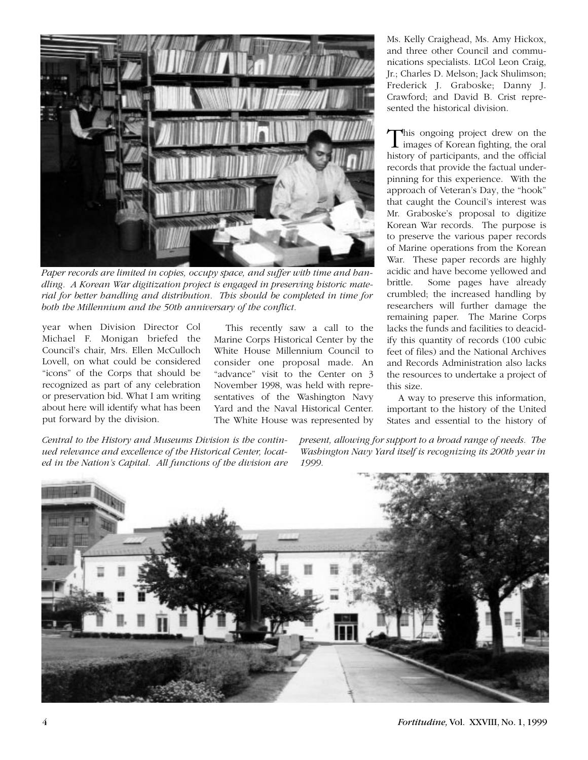*Paper records are limited in copies, occupy space, and suffer with time and handling. A Korean War digitization project is engaged in preserving historic material for better handling and distribution. This should be completed in time for both the Millennium and the 50th anniversary of the conflict.*

year when Division Director Col Michael F. Monigan briefed the Council's chair, Mrs. Ellen McCulloch Lovell, on what could be considered "icons" of the Corps that should be recognized as part of any celebration or preservation bid. What I am writing about here will identify what has been put forward by the division.

This recently saw a call to the Marine Corps Historical Center by the White House Millennium Council to consider one proposal made. An "advance" visit to the Center on 3 November 1998, was held with representatives of the Washington Navy Yard and the Naval Historical Center. The White House was represented by Ms. Kelly Craighead, Ms. Amy Hickox, and three other Council and communications specialists. LtCol Leon Craig, Jr.; Charles D. Melson; Jack Shulimson; Frederick J. Graboske; Danny J. Crawford; and David B. Crist represented the historical division.

This ongoing project drew on the images of Korean fighting, the oral history of participants, and the official records that provide the factual underpinning for this experience. With the approach of Veteran's Day, the "hook" that caught the Council's interest was Mr. Graboske's proposal to digitize Korean War records. The purpose is to preserve the various paper records of Marine operations from the Korean War. These paper records are highly acidic and have become yellowed and brittle. Some pages have already crumbled; the increased handling by researchers will further damage the remaining paper. The Marine Corps lacks the funds and facilities to deacidify this quantity of records (100 cubic feet of files) and the National Archives and Records Administration also lacks the resources to undertake a project of this size.

A way to preserve this information, important to the history of the United States and essential to the history of

*Central to the History and Museums Division is the continued relevance and excellence of the Historical Center, located in the Nation's Capital. All functions of the division are present, allowing for support to a broad range of needs. The Washington Navy Yard itself is recognizing its 200th year in 1999.*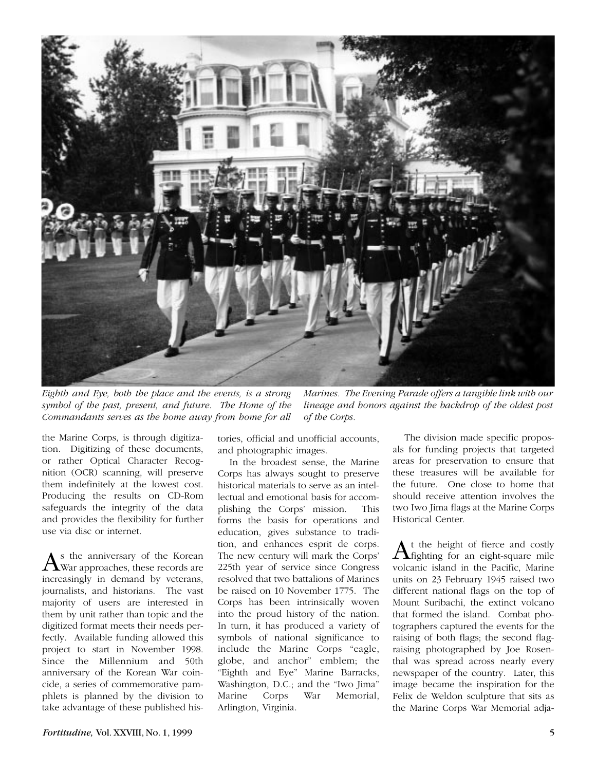*Eighth and Eye, both the place and the events, is a strong symbol of the past, present, and future. The Home of the Commandants serves as the home away from home for all Marines. The Evening Parade offers a tangible link with our lineage and honors against the backdrop of the oldest post of the Corps.*

the Marine Corps, is through digitization. Digitizing of these documents, or rather Optical Character Recognition (OCR) scanning, will preserve them indefinitely at the lowest cost. Producing the results on CD-Rom safeguards the integrity of the data and provides the flexibility for further use via disc or internet.

As the anniversary of the Korean War approaches, these records are increasingly in demand by veterans, journalists, and historians. The vast majority of users are interested in them by unit rather than topic and the digitized format meets their needs perfectly. Available funding allowed this project to start in November 1998. Since the Millennium and 50th anniversary of the Korean War coincide, a series of commemorative pamphlets is planned by the division to take advantage of these published histories, official and unofficial accounts, and photographic images.

In the broadest sense, the Marine Corps has always sought to preserve historical materials to serve as an intellectual and emotional basis for accomplishing the Corps' mission. This forms the basis for operations and education, gives substance to tradition, and enhances esprit de corps. The new century will mark the Corps' 225th year of service since Congress resolved that two battalions of Marines be raised on 10 November 1775. The Corps has been intrinsically woven into the proud history of the nation. In turn, it has produced a variety of symbols of national significance to include the Marine Corps "eagle, globe, and anchor" emblem; the "Eighth and Eye" Marine Barracks, Washington, D.C.; and the "Iwo Jima" Marine Corps War Memorial, Arlington, Virginia.

The division made specific proposals for funding projects that targeted areas for preservation to ensure that these treasures will be available for the future. One close to home that should receive attention involves the two Iwo Jima flags at the Marine Corps Historical Center.

At the height of fierce and costly fighting for an eight-square mile volcanic island in the Pacific, Marine units on 23 February 1945 raised two different national flags on the top of Mount Suribachi, the extinct volcano that formed the island. Combat photographers captured the events for the raising of both flags; the second flag-raising photographed by Joe Rosenthal was spread across nearly every newspaper of the country. Later, this image became the inspiration for the Felix de Weldon sculpture that sits as the Marine Corps War Memorial adja-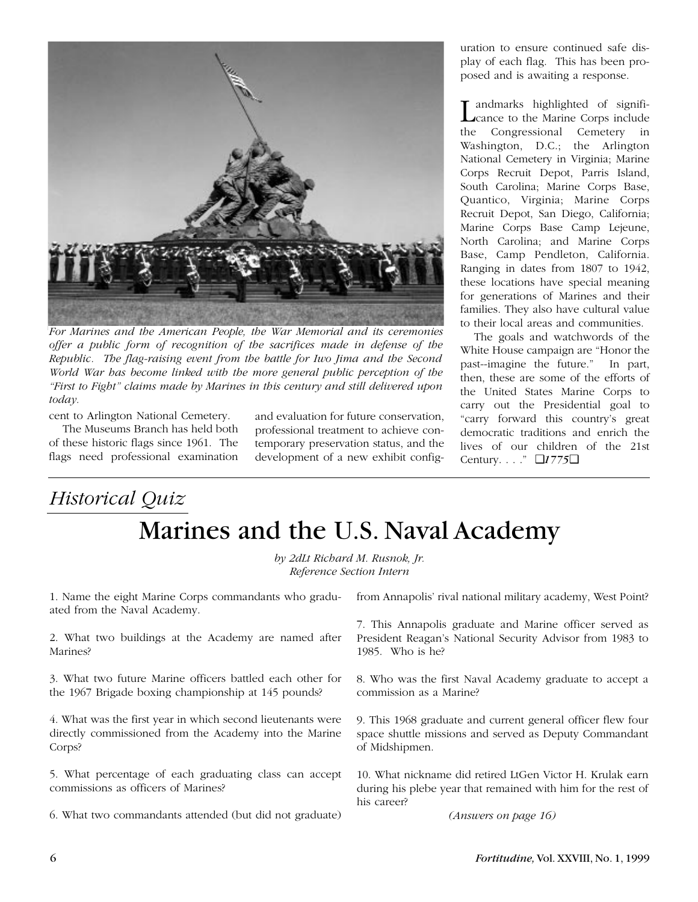For Marines and the American People, the War Memorial and its ceremonies offer a public form of recognition of the sacrifices made in defense of the Republic. The flag-raising event from the battle for Iwo Jima and the Second World War has become linked with the more general public perception of the "First to Fight" claims made by Marines in this century and still delivered upon today.

cent to Arlington National Cemetery.

The Museums Branch has held both of these historic flags since 1961. The flags need professional examination and evaluation for future conservation, professional treatment to achieve contemporary preservation status, and the development of a new exhibit configuration to ensure continued safe display of each flag. This has been proposed and is awaiting a response.

Landmarks highlighted of significance to the Marine Corps include the Congressional Cemetery in Washington, D.C.; the Arlington National Cemetery in Virginia; Marine Corps Recruit Depot, Parris Island, South Carolina; Marine Corps Base, Quantico, Virginia; Marine Corps Recruit Depot, San Diego, California; Marine Corps Base Camp Lejeune, North Carolina; and Marine Corps Base, Camp Pendleton, California. Ranging in dates from 1807 to 1942, these locations have special meaning for generations of Marines and their families. They also have cultural value to their local areas and communities.

The goals and watchwords of the White House campaign are "Honor the past--imagine the future." In part, then, these are some of the efforts of the United States Marine Corps to carry out the Presidential goal to "carry forward this country's great democratic traditions and enrich the lives of our children of the 21st Century. . . ." ❑1775❑

## *Historical Quiz*

# Marines and the U.S. Naval Academy

*by 2dLt Richard M. Rusnok, Jr.*
*Reference Section Intern*

1. Name the eight Marine Corps commandants who graduated from the Naval Academy.

2. What two buildings at the Academy are named after Marines?

3. What two future Marine officers battled each other for the 1967 Brigade boxing championship at 145 pounds?

4. What was the first year in which second lieutenants were directly commissioned from the Academy into the Marine Corps?

5. What percentage of each graduating class can accept commissions as officers of Marines?

6. What two commandants attended (but did not graduate) from Annapolis' rival national military academy, West Point?

7. This Annapolis graduate and Marine officer served as President Reagan's National Security Advisor from 1983 to 1985. Who is he?

8. Who was the first Naval Academy graduate to accept a commission as a Marine?

9. This 1968 graduate and current general officer flew four space shuttle missions and served as Deputy Commandant of Midshipmen.

10. What nickname did retired LtGen Victor H. Krulak earn during his plebe year that remained with him for the rest of his career?

*(Answers on page 16)*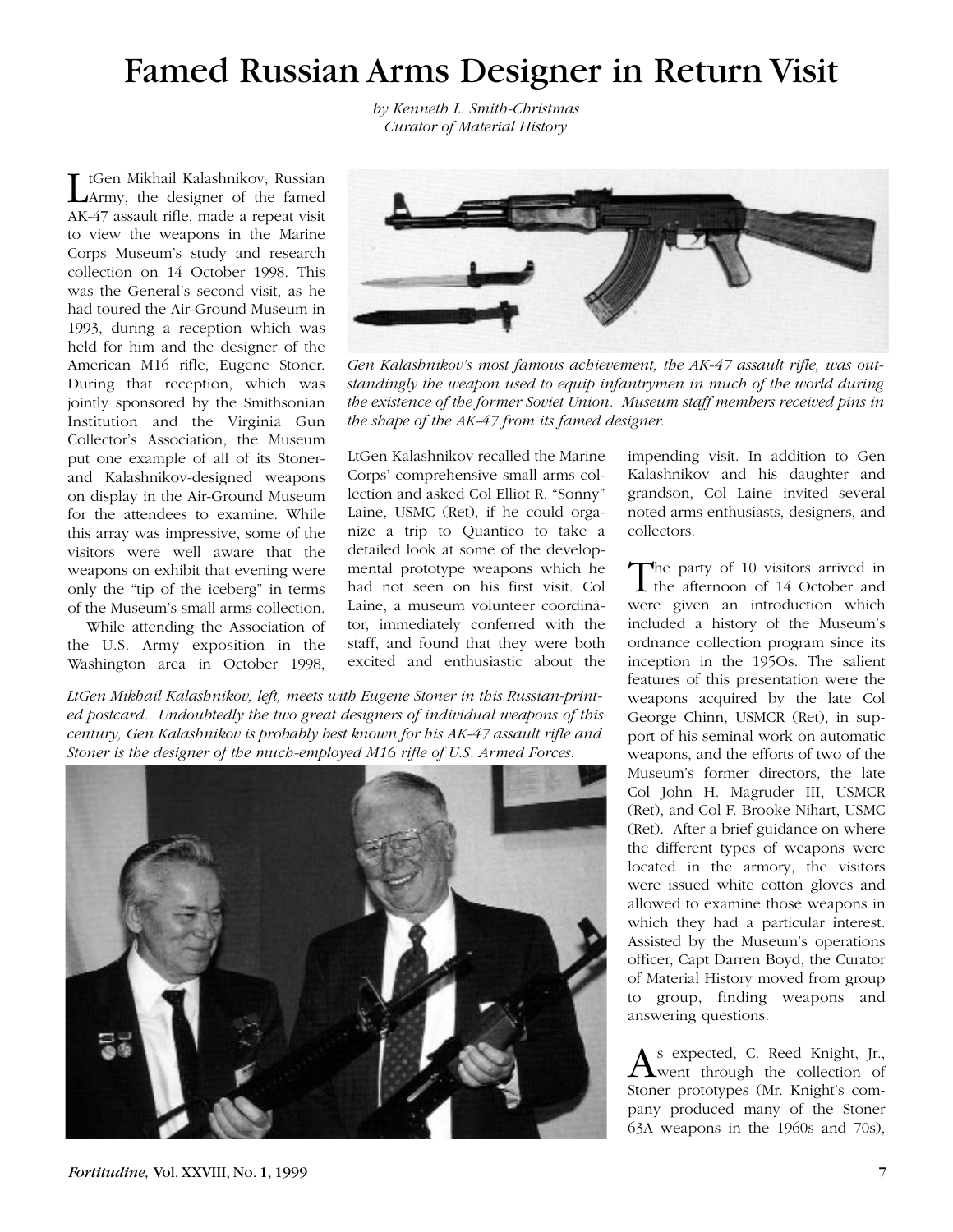# Famed Russian Arms Designer in Return Visit

*by Kenneth L. Smith-Christmas*
*Curator of Material History*

LtGen Mikhail Kalashnikov, Russian Army, the designer of the famed AK-47 assault rifle, made a repeat visit to view the weapons in the Marine Corps Museum's study and research collection on 14 October 1998. This was the General's second visit, as he had toured the Air-Ground Museum in 1993, during a reception which was held for him and the designer of the American M16 rifle, Eugene Stoner. During that reception, which was jointly sponsored by the Smithsonian Institution and the Virginia Gun Collector's Association, the Museum put one example of all of its Stoner- and Kalashnikov-designed weapons on display in the Air-Ground Museum for the attendees to examine. While this array was impressive, some of the visitors were well aware that the weapons on exhibit that evening were only the "tip of the iceberg" in terms of the Museum's small arms collection.

While attending the Association of the U.S. Army exposition in the Washington area in October 1998, LtGen Kalashnikov recalled the Marine Corps' comprehensive small arms collection and asked Col Elliot R. "Sonny" Laine, USMC (Ret), if he could organize a trip to Quantico to take a detailed look at some of the developmental prototype weapons which he had not seen on his first visit. Col Laine, a museum volunteer coordinator, immediately conferred with the staff, and found that they were both excited and enthusiastic about the impending visit. In addition to Gen Kalashnikov and his daughter and grandson, Col Laine invited several noted arms enthusiasts, designers, and collectors.

*Gen Kalashnikov's most famous achievement, the AK-47 assault rifle, was outstandingly the weapon used to equip infantrymen in much of the world during the existence of the former Soviet Union. Museum staff members received pins in the shape of the AK-47 from its famed designer.*

*LtGen Mikhail Kalashnikov, left, meets with Eugene Stoner in this Russian-printed postcard. Undoubtedly the two great designers of individual weapons of this century, Gen Kalashnikov is probably best known for his AK-47 assault rifle and Stoner is the designer of the much-employed M16 rifle of U.S. Armed Forces.*

The party of 10 visitors arrived in the afternoon of 14 October and were given an introduction which included a history of the Museum's ordnance collection program since its inception in the 1950s. The salient features of this presentation were the weapons acquired by the late Col George Chinn, USMCR (Ret), in support of his seminal work on automatic weapons, and the efforts of two of the Museum's former directors, the late Col John H. Magruder III, USMCR (Ret), and Col F. Brooke Nihart, USMC (Ret). After a brief guidance on where the different types of weapons were located in the armory, the visitors were issued white cotton gloves and allowed to examine those weapons in which they had a particular interest. Assisted by the Museum's operations officer, Capt Darren Boyd, the Curator of Material History moved from group to group, finding weapons and answering questions.

As expected, C. Reed Knight, Jr., went through the collection of Stoner prototypes (Mr. Knight's company produced many of the Stoner 63A weapons in the 1960s and 70s),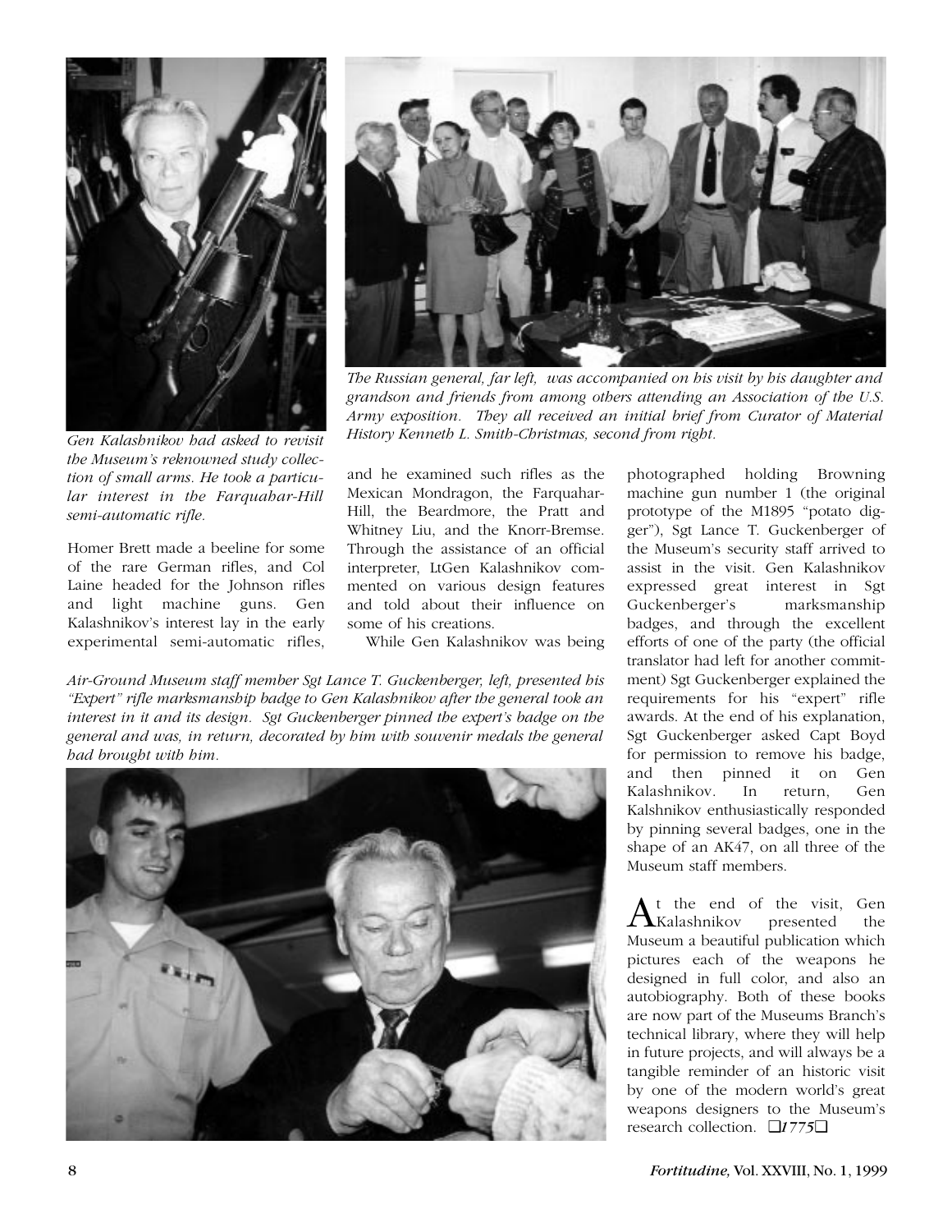*Gen Kalashnikov had asked to revisit the Museum's reknowned study collection of small arms. He took a particular interest in the Farquahar-Hill semi-automatic rifle.*

*The Russian general, far left, was accompanied on his visit by his daughter and grandson and friends from among others attending an Association of the U.S. Army exposition. They all received an initial brief from Curator of Material History Kenneth L. Smith-Christmas, second from right.*

Homer Brett made a beeline for some of the rare German rifles, and Col Laine headed for the Johnson rifles and light machine guns. Gen Kalashnikov's interest lay in the early experimental semi-automatic rifles, and he examined such rifles as the Mexican Mondragon, the Farquahar-Hill, the Beardmore, the Pratt and Whitney Liu, and the Knorr-Bremse. Through the assistance of an official interpreter, LtGen Kalashnikov commented on various design features and told about their influence on some of his creations.

While Gen Kalashnikov was being photographed holding Browning machine gun number 1 (the original prototype of the M1895 "potato digger"), Sgt Lance T. Guckenberger of the Museum's security staff arrived to assist in the visit. Gen Kalashnikov expressed great interest in Sgt Guckenberger's marksmanship badges, and through the excellent efforts of one of the party (the official translator had left for another commitment) Sgt Guckenberger explained the requirements for his "expert" rifle awards. At the end of his explanation, Sgt Guckenberger asked Capt Boyd for permission to remove his badge, and then pinned it on Gen Kalashnikov. In return, Gen Kalshnikov enthusiastically responded by pinning several badges, one in the shape of an AK47, on all three of the Museum staff members.

*Air-Ground Museum staff member Sgt Lance T. Guckenberger, left, presented his "Expert" rifle marksmanship badge to Gen Kalashnikov after the general took an interest in it and its design. Sgt Guckenberger pinned the expert's badge on the general and was, in return, decorated by him with souvenir medals the general had brought with him.*

At the end of the visit, Gen Kalashnikov presented the Museum a beautiful publication which pictures each of the weapons he designed in full color, and also an autobiography. Both of these books are now part of the Museums Branch's technical library, where they will help in future projects, and will always be a tangible reminder of an historic visit by one of the modern world's great weapons designers to the Museum's research collection. ❑*1775*❑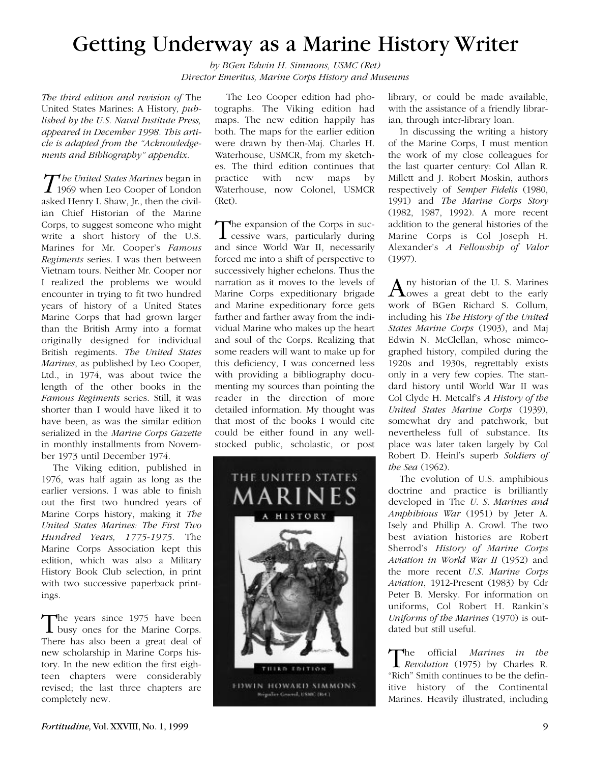# Getting Underway as a Marine History Writer

*by BGen Edwin H. Simmons, USMC (Ret)*
*Director Emeritus, Marine Corps History and Museums*

*The third edition and revision of* The United States Marines: A History, *published by the U.S. Naval Institute Press, appeared in December 1998. This article is adapted from the "Acknowledgements and Bibliography" appendix.*

*The United States Marines* began in 1969 when Leo Cooper of London asked Henry I. Shaw, Jr., then the civilian Chief Historian of the Marine Corps, to suggest someone who might write a short history of the U.S. Marines for Mr. Cooper's *Famous Regiments* series. I was then between Vietnam tours. Neither Mr. Cooper nor I realized the problems we would encounter in trying to fit two hundred years of history of a United States Marine Corps that had grown larger than the British Army into a format originally designed for individual British regiments. *The United States Marines*, as published by Leo Cooper, Ltd., in 1974, was about twice the length of the other books in the *Famous Regiments* series. Still, it was shorter than I would have liked it to have been, as was the similar edition serialized in the *Marine Corps Gazette* in monthly installments from November 1973 until December 1974.

The Viking edition, published in 1976, was half again as long as the earlier versions. I was able to finish out the first two hundred years of Marine Corps history, making it *The United States Marines: The First Two Hundred Years, 1775-1975*. The Marine Corps Association kept this edition, which was also a Military History Book Club selection, in print with two successive paperback printings.

The years since 1975 have been busy ones for the Marine Corps. There has also been a great deal of new scholarship in Marine Corps history. In the new edition the first eighteen chapters were considerably revised; the last three chapters are completely new.

The Leo Cooper edition had photographs. The Viking edition had maps. The new edition happily has both. The maps for the earlier edition were drawn by then-Maj. Charles H. Waterhouse, USMCR, from my sketches. The third edition continues that practice with new maps by Waterhouse, now Colonel, USMCR (Ret).

The expansion of the Corps in successive wars, particularly during and since World War II, necessarily forced me into a shift of perspective to successively higher echelons. Thus the narration as it moves to the levels of Marine Corps expeditionary brigade and Marine expeditionary force gets farther and farther away from the individual Marine who makes up the heart and soul of the Corps. Realizing that some readers will want to make up for this deficiency, I was concerned less with providing a bibliography documenting my sources than pointing the reader in the direction of more detailed information. My thought was that most of the books I would cite could be either found in any well-stocked public, scholastic, or post library, or could be made available, with the assistance of a friendly librarian, through inter-library loan.

In discussing the writing a history of the Marine Corps, I must mention the work of my close colleagues for the last quarter century: Col Allan R. Millett and J. Robert Moskin, authors respectively of *Semper Fidelis* (1980, 1991) and *The Marine Corps Story* (1982, 1987, 1992). A more recent addition to the general histories of the Marine Corps is Col Joseph H. Alexander's *A Fellowship of Valor* (1997).

Any historian of the U. S. Marines owes a great debt to the early work of BGen Richard S. Collum, including his *The History of the United States Marine Corps* (1903), and Maj Edwin N. McClellan, whose mimeographed history, compiled during the 1920s and 1930s, regrettably exists only in a very few copies. The standard history until World War II was Col Clyde H. Metcalf's *A History of the United States Marine Corps* (1939), somewhat dry and patchwork, but nevertheless full of substance. Its place was later taken largely by Col Robert D. Heinl's superb *Soldiers of the Sea* (1962).

The evolution of U.S. amphibious doctrine and practice is brilliantly developed in The *U. S. Marines and Amphibious War* (1951) by Jeter A. Isely and Phillip A. Crowl. The two best aviation histories are Robert Sherrod's *History of Marine Corps Aviation in World War II* (1952) and the more recent *U.S. Marine Corps Aviation*, 1912-Present (1983) by Cdr Peter B. Mersky. For information on uniforms, Col Robert H. Rankin's *Uniforms of the Marines* (1970) is outdated but still useful.

The official *Marines in the Revolution* (1975) by Charles R. "Rich" Smith continues to be the definitive history of the Continental Marines. Heavily illustrated, including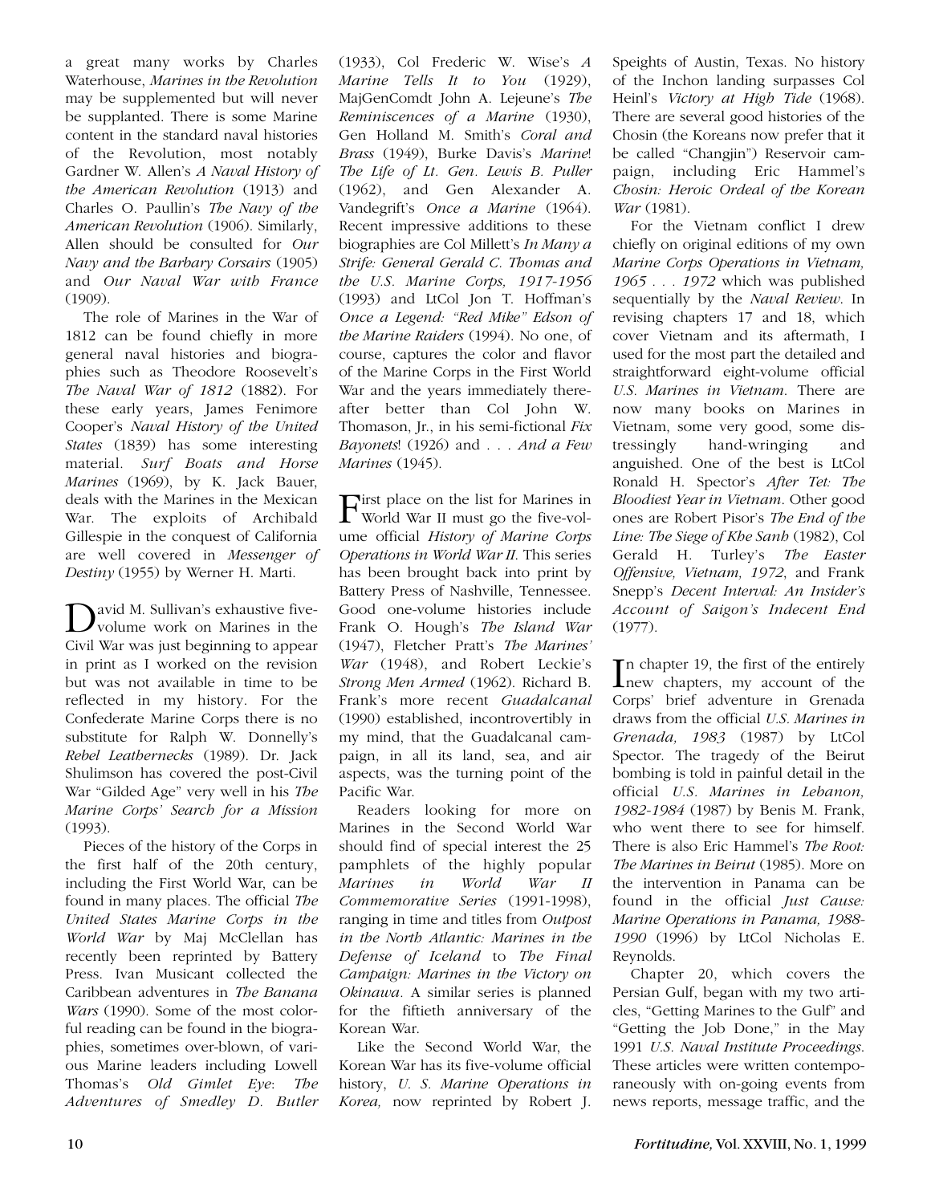a great many works by Charles Waterhouse, *Marines in the Revolution* may be supplemented but will never be supplanted. There is some Marine content in the standard naval histories of the Revolution, most notably Gardner W. Allen's *A Naval History of the American Revolution* (1913) and Charles O. Paullin's *The Navy of the American Revolution* (1906). Similarly, Allen should be consulted for *Our Navy and the Barbary Corsairs* (1905) and *Our Naval War with France* (1909).

The role of Marines in the War of 1812 can be found chiefly in more general naval histories and biographies such as Theodore Roosevelt's *The Naval War of 1812* (1882). For these early years, James Fenimore Cooper's *Naval History of the United States* (1839) has some interesting material. *Surf Boats and Horse Marines* (1969), by K. Jack Bauer, deals with the Marines in the Mexican War. The exploits of Archibald Gillespie in the conquest of California are well covered in *Messenger of Destiny* (1955) by Werner H. Marti.

David M. Sullivan's exhaustive five-volume work on Marines in the Civil War was just beginning to appear in print as I worked on the revision but was not available in time to be reflected in my history. For the Confederate Marine Corps there is no substitute for Ralph W. Donnelly's *Rebel Leathernecks* (1989). Dr. Jack Shulimson has covered the post-Civil War "Gilded Age" very well in his *The Marine Corps' Search for a Mission* (1993).

Pieces of the history of the Corps in the first half of the 20th century, including the First World War, can be found in many places. The official *The United States Marine Corps in the World War* by Maj McClellan has recently been reprinted by Battery Press. Ivan Musicant collected the Caribbean adventures in *The Banana Wars* (1990). Some of the most colorful reading can be found in the biographies, sometimes over-blown, of various Marine leaders including Lowell Thomas's *Old Gimlet Eye*: *The Adventures of Smedley D. Butler* (1933), Col Frederic W. Wise's *A Marine Tells It to You* (1929), MajGenComdt John A. Lejeune's *The Reminiscences of a Marine* (1930), Gen Holland M. Smith's *Coral and Brass* (1949), Burke Davis's *Marine*! *The Life of Lt. Gen. Lewis B. Puller* (1962), and Gen Alexander A. Vandegrift's *Once a Marine* (1964). Recent impressive additions to these biographies are Col Millett's *In Many a Strife: General Gerald C. Thomas and the U.S. Marine Corps, 1917-1956* (1993) and LtCol Jon T. Hoffman's *Once a Legend: "Red Mike" Edson of the Marine Raiders* (1994). No one, of course, captures the color and flavor of the Marine Corps in the First World War and the years immediately thereafter better than Col John W. Thomason, Jr., in his semi-fictional *Fix Bayonets*! (1926) and *. . . And a Few Marines* (1945).

First place on the list for Marines in World War II must go the five-volume official *History of Marine Corps Operations in World War II*. This series has been brought back into print by Battery Press of Nashville, Tennessee. Good one-volume histories include Frank O. Hough's *The Island War* (1947), Fletcher Pratt's *The Marines' War* (1948), and Robert Leckie's *Strong Men Armed* (1962). Richard B. Frank's more recent *Guadalcanal* (1990) established, incontrovertibly in my mind, that the Guadalcanal campaign, in all its land, sea, and air aspects, was the turning point of the Pacific War.

Readers looking for more on Marines in the Second World War should find of special interest the 25 pamphlets of the highly popular *Marines in World War II Commemorative Series* (1991-1998), ranging in time and titles from *Outpost in the North Atlantic: Marines in the Defense of Iceland* to *The Final Campaign: Marines in the Victory on Okinawa*. A similar series is planned for the fiftieth anniversary of the Korean War.

Like the Second World War, the Korean War has its five-volume official history, *U. S. Marine Operations in Korea,* now reprinted by Robert J. Speights of Austin, Texas. No history of the Inchon landing surpasses Col Heinl's *Victory at High Tide* (1968). There are several good histories of the Chosin (the Koreans now prefer that it be called "Changjin") Reservoir campaign, including Eric Hammel's *Chosin: Heroic Ordeal of the Korean War* (1981).

For the Vietnam conflict I drew chiefly on original editions of my own *Marine Corps Operations in Vietnam, 1965 . . . 1972* which was published sequentially by the *Naval Review*. In revising chapters 17 and 18, which cover Vietnam and its aftermath, I used for the most part the detailed and straightforward eight-volume official *U.S. Marines in Vietnam*. There are now many books on Marines in Vietnam, some very good, some distressingly hand-wringing and anguished. One of the best is LtCol Ronald H. Spector's *After Tet: The Bloodiest Year in Vietnam*. Other good ones are Robert Pisor's *The End of the Line: The Siege of Khe Sanh* (1982), Col Gerald H. Turley's *The Easter Offensive, Vietnam, 1972*, and Frank Snepp's *Decent Interval: An Insider's Account of Saigon's Indecent End* (1977).

In chapter 19, the first of the entirely new chapters, my account of the Corps' brief adventure in Grenada draws from the official *U.S. Marines in Grenada, 1983* (1987) by LtCol Spector. The tragedy of the Beirut bombing is told in painful detail in the official *U.S. Marines in Lebanon, 1982-1984* (1987) by Benis M. Frank, who went there to see for himself. There is also Eric Hammel's *The Root: The Marines in Beirut* (1985). More on the intervention in Panama can be found in the official *Just Cause: Marine Operations in Panama, 1988-1990* (1996) by LtCol Nicholas E. Reynolds.

Chapter 20, which covers the Persian Gulf, began with my two articles, "Getting Marines to the Gulf" and "Getting the Job Done," in the May 1991 *U.S. Naval Institute Proceedings*. These articles were written contemporaneously with on-going events from news reports, message traffic, and the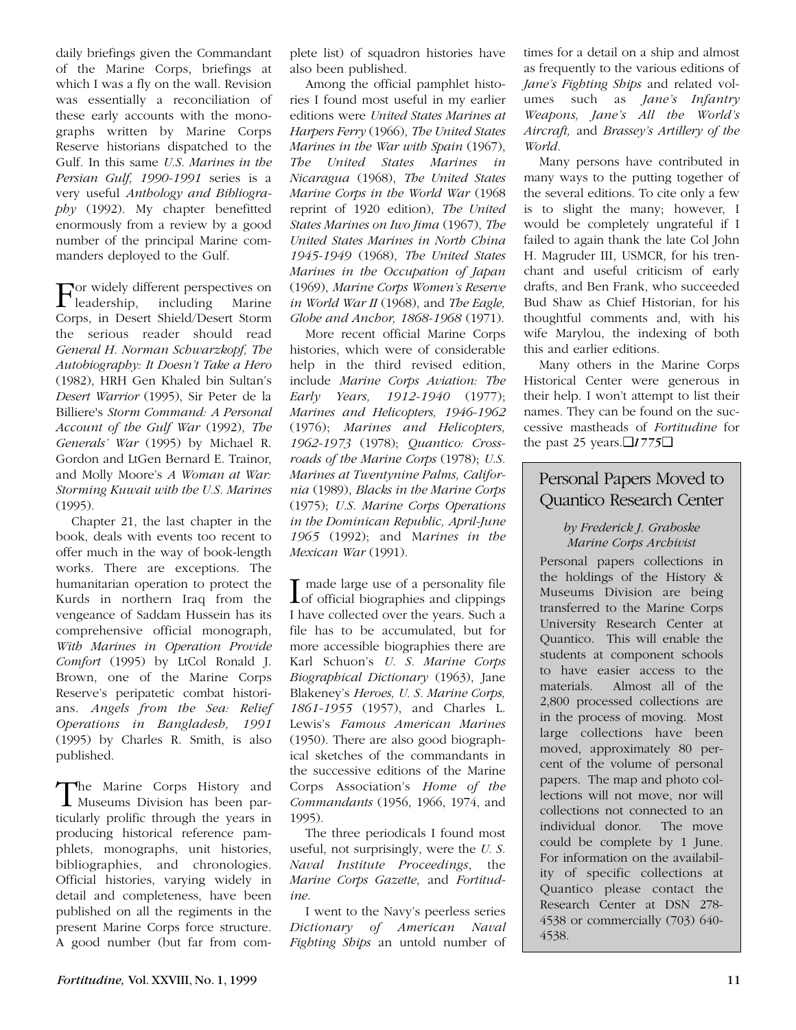daily briefings given the Commandant of the Marine Corps, briefings at which I was a fly on the wall. Revision was essentially a reconciliation of these early accounts with the monographs written by Marine Corps Reserve historians dispatched to the Gulf. In this same *U.S. Marines in the Persian Gulf, 1990-1991* series is a very useful *Anthology and Bibliography* (1992). My chapter benefitted enormously from a review by a good number of the principal Marine commanders deployed to the Gulf.

For widely different perspectives on leadership, including Marine Corps, in Desert Shield/Desert Storm the serious reader should read *General H. Norman Schwarzkopf, The Autobiography: It Doesn't Take a Hero* (1982), HRH Gen Khaled bin Sultan's *Desert Warrior* (1995), Sir Peter de la Billiere's *Storm Command: A Personal Account of the Gulf War* (1992), *The Generals' War* (1995) by Michael R. Gordon and LtGen Bernard E. Trainor, and Molly Moore's *A Woman at War: Storming Kuwait with the U.S. Marines* (1995).

Chapter 21, the last chapter in the book, deals with events too recent to offer much in the way of book-length works. There are exceptions. The humanitarian operation to protect the Kurds in northern Iraq from the vengeance of Saddam Hussein has its comprehensive official monograph, *With Marines in Operation Provide Comfort* (1995) by LtCol Ronald J. Brown, one of the Marine Corps Reserve's peripatetic combat historians. *Angels from the Sea: Relief Operations in Bangladesh, 1991* (1995) by Charles R. Smith, is also published.

The Marine Corps History and Museums Division has been particularly prolific through the years in producing historical reference pamphlets, monographs, unit histories, bibliographies, and chronologies. Official histories, varying widely in detail and completeness, have been published on all the regiments in the present Marine Corps force structure. A good number (but far from complete list) of squadron histories have also been published.

Among the official pamphlet histories I found most useful in my earlier editions were *United States Marines at Harpers Ferry* (1966), *The United States Marines in the War with Spain* (1967), *The United States Marines in Nicaragua* (1968), *The United States Marine Corps in the World War* (1968 reprint of 1920 edition), *The United States Marines on Iwo Jima* (1967), *The United States Marines in North China 1945-1949* (1968), *The United States Marines in the Occupation of Japan* (1969), *Marine Corps Women's Reserve in World War II* (1968), and *The Eagle, Globe and Anchor, 1868-1968* (1971).

More recent official Marine Corps histories, which were of considerable help in the third revised edition, include *Marine Corps Aviation: The Early Years, 1912-1940* (1977); *Marines and Helicopters, 1946-1962* (1976); *Marines and Helicopters, 1962-1973* (1978); *Quantico: Crossroads of the Marine Corps* (1978); *U.S. Marines at Twentynine Palms, California* (1989), *Blacks in the Marine Corps* (1975); *U.S. Marine Corps Operations in the Dominican Republic, April-June 1965* (1992); and *Marines in the Mexican War* (1991).

I made large use of a personality file of official biographies and clippings I have collected over the years. Such a file has to be accumulated, but for more accessible biographies there are Karl Schuon's *U. S. Marine Corps Biographical Dictionary* (1963), Jane Blakeney's *Heroes, U. S. Marine Corps, 1861-1955* (1957), and Charles L. Lewis's *Famous American Marines* (1950). There are also good biographical sketches of the commandants in the successive editions of the Marine Corps Association's *Home of the Commandants* (1956, 1966, 1974, and 1995).

The three periodicals I found most useful, not surprisingly, were the *U. S. Naval Institute Proceedings*, the *Marine Corps Gazette*, and *Fortitudine*.

I went to the Navy's peerless series *Dictionary of American Naval Fighting Ships* an untold number of times for a detail on a ship and almost as frequently to the various editions of *Jane's Fighting Ships* and related volumes such as *Jane's Infantry Weapons, Jane's All the World's Aircraft,* and *Brassey's Artillery of the World*.

Many persons have contributed in many ways to the putting together of the several editions. To cite only a few is to slight the many; however, I would be completely ungrateful if I failed to again thank the late Col John H. Magruder III, USMCR, for his trenchant and useful criticism of early drafts, and Ben Frank, who succeeded Bud Shaw as Chief Historian, for his thoughtful comments and, with his wife Marylou, the indexing of both this and earlier editions.

Many others in the Marine Corps Historical Center were generous in their help. I won't attempt to list their names. They can be found on the successive mastheads of *Fortitudine* for the past 25 years.❑*1775*❑

## Personal Papers Moved to Quantico Research Center

*by Frederick J. Graboske*
*Marine Corps Archivist*

Personal papers collections in the holdings of the History & Museums Division are being transferred to the Marine Corps University Research Center at Quantico. This will enable the students at component schools to have easier access to the materials. Almost all of the 2,800 processed collections are in the process of moving. Most large collections have been moved, approximately 80 percent of the volume of personal papers. The map and photo collections will not move, nor will collections not connected to an individual donor. The move could be complete by 1 June. For information on the availability of specific collections at Quantico please contact the Research Center at DSN 278-4538 or commercially (703) 640-4538.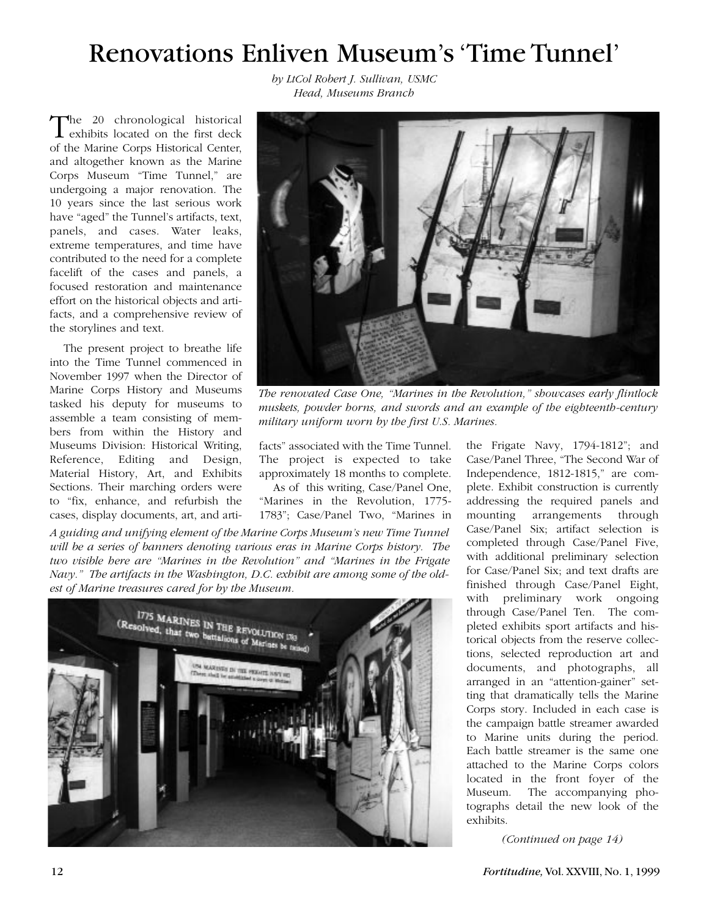# Renovations Enliven Museum's 'Time Tunnel'

*by LtCol Robert J. Sullivan, USMC*
*Head, Museums Branch*

The 20 chronological historical exhibits located on the first deck of the Marine Corps Historical Center, and altogether known as the Marine Corps Museum "Time Tunnel," are undergoing a major renovation. The 10 years since the last serious work have "aged" the Tunnel's artifacts, text, panels, and cases. Water leaks, extreme temperatures, and time have contributed to the need for a complete facelift of the cases and panels, a focused restoration and maintenance effort on the historical objects and artifacts, and a comprehensive review of the storylines and text.

The present project to breathe life into the Time Tunnel commenced in November 1997 when the Director of Marine Corps History and Museums tasked his deputy for museums to assemble a team consisting of members from within the History and Museums Division: Historical Writing, Reference, Editing and Design, Material History, Art, and Exhibits Sections. Their marching orders were to "fix, enhance, and refurbish the cases, display documents, art, and artifacts" associated with the Time Tunnel. The project is expected to take approximately 18 months to complete.

*The renovated Case One, "Marines in the Revolution," showcases early flintlock muskets, powder horns, and swords and an example of the eighteenth-century military uniform worn by the first U.S. Marines.*

As of this writing, Case/Panel One, "Marines in the Revolution, 1775-1783"; Case/Panel Two, "Marines in the Frigate Navy, 1794-1812"; and Case/Panel Three, "The Second War of Independence, 1812-1815," are complete. Exhibit construction is currently addressing the required panels and mounting arrangements through Case/Panel Six; artifact selection is completed through Case/Panel Five, with additional preliminary selection for Case/Panel Six; and text drafts are finished through Case/Panel Eight, with preliminary work ongoing through Case/Panel Ten. The completed exhibits sport artifacts and historical objects from the reserve collections, selected reproduction art and documents, and photographs, all arranged in an "attention-gainer" setting that dramatically tells the Marine Corps story. Included in each case is the campaign battle streamer awarded to Marine units during the period. Each battle streamer is the same one attached to the Marine Corps colors located in the front foyer of the Museum. The accompanying photographs detail the new look of the exhibits.

*A guiding and unifying element of the Marine Corps Museum's new Time Tunnel will be a series of banners denoting various eras in Marine Corps history. The two visible here are "Marines in the Revolution" and "Marines in the Frigate Navy." The artifacts in the Washington, D.C. exhibit are among some of the oldest of Marine treasures cared for by the Museum.*

*(Continued on page 14)*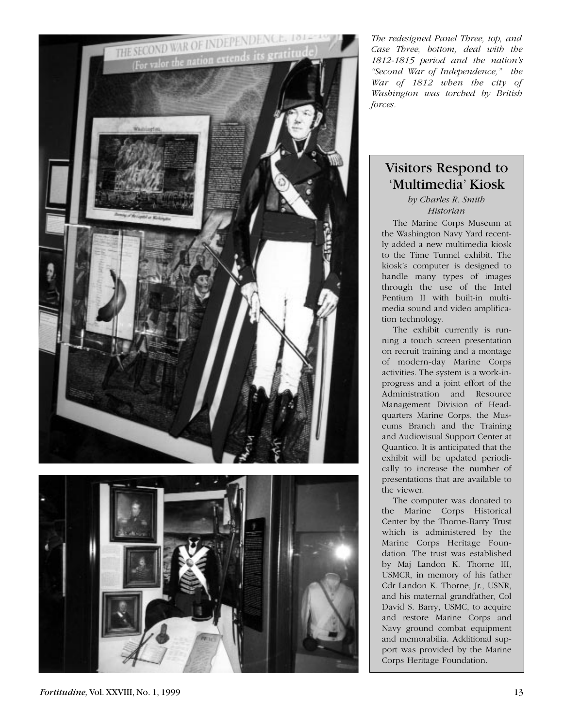*The redesigned Panel Three, top, and Case Three, bottom, deal with the 1812-1815 period and the nation's "Second War of Independence," the War of 1812 when the city of Washington was torched by British forces.*

## Visitors Respond to 'Multimedia' Kiosk

*by Charles R. Smith*
*Historian*

The Marine Corps Museum at the Washington Navy Yard recently added a new multimedia kiosk to the Time Tunnel exhibit. The kiosk's computer is designed to handle many types of images through the use of the Intel Pentium II with built-in multimedia sound and video amplification technology.

The exhibit currently is running a touch screen presentation on recruit training and a montage of modern-day Marine Corps activities. The system is a work-in-progress and a joint effort of the Administration and Resource Management Division of Headquarters Marine Corps, the Museums Branch and the Training and Audiovisual Support Center at Quantico. It is anticipated that the exhibit will be updated periodically to increase the number of presentations that are available to the viewer.

The computer was donated to the Marine Corps Historical Center by the Thorne-Barry Trust which is administered by the Marine Corps Heritage Foundation. The trust was established by Maj Landon K. Thorne III, USMCR, in memory of his father Cdr Landon K. Thorne, Jr., USNR, and his maternal grandfather, Col David S. Barry, USMC, to acquire and restore Marine Corps and Navy ground combat equipment and memorabilia. Additional support was provided by the Marine Corps Heritage Foundation.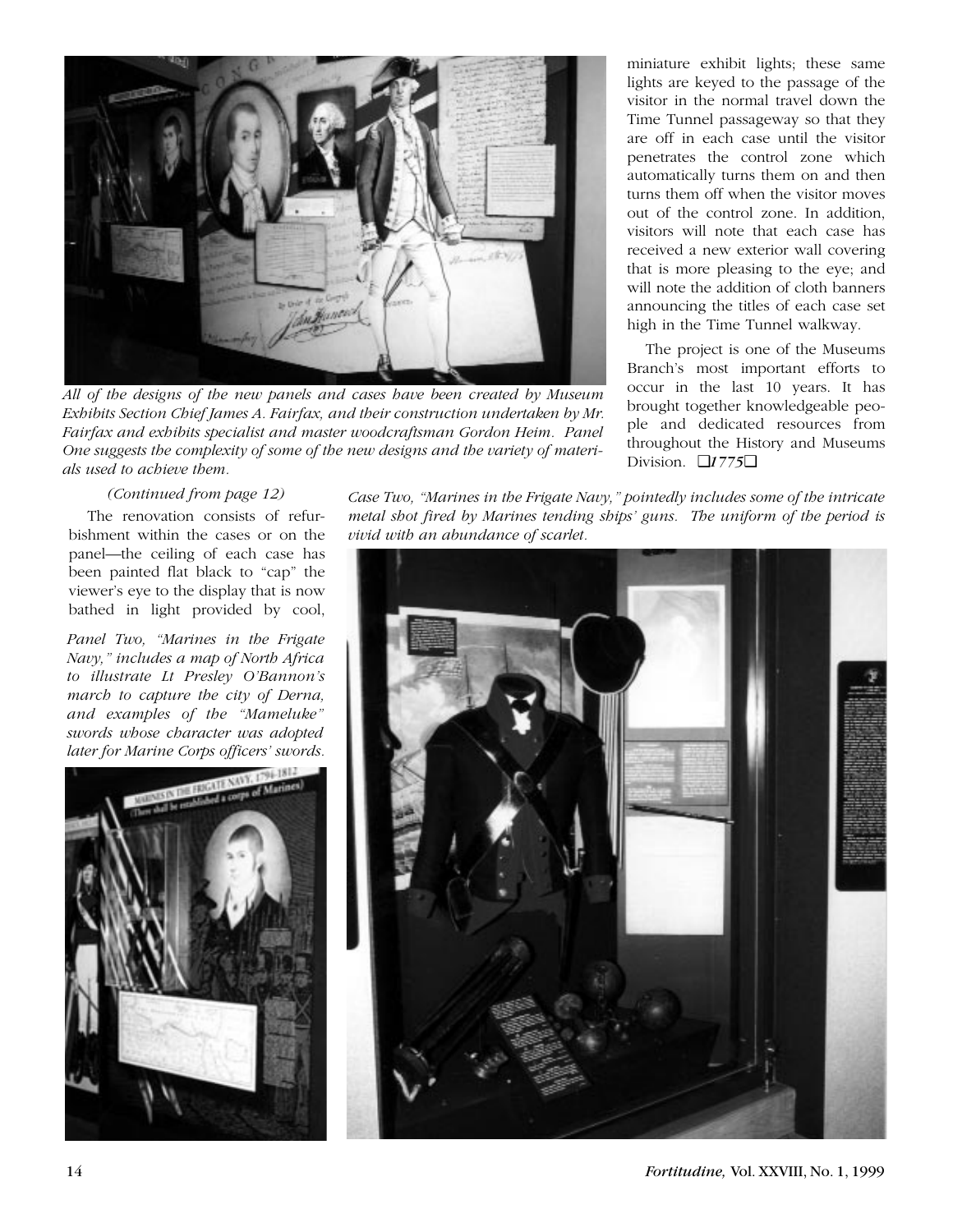*All of the designs of the new panels and cases have been created by Museum Exhibits Section Chief James A. Fairfax, and their construction undertaken by Mr. Fairfax and exhibits specialist and master woodcraftsman Gordon Heim. Panel One suggests the complexity of some of the new designs and the variety of materials used to achieve them.*

*(Continued from page 12)*

The renovation consists of refurbishment within the cases or on the panel—the ceiling of each case has been painted flat black to "cap" the viewer's eye to the display that is now bathed in light provided by cool, miniature exhibit lights; these same lights are keyed to the passage of the visitor in the normal travel down the Time Tunnel passageway so that they are off in each case until the visitor penetrates the control zone which automatically turns them on and then turns them off when the visitor moves out of the control zone. In addition, visitors will note that each case has received a new exterior wall covering that is more pleasing to the eye; and will note the addition of cloth banners announcing the titles of each case set high in the Time Tunnel walkway.

The project is one of the Museums Branch's most important efforts to occur in the last 10 years. It has brought together knowledgeable people and dedicated resources from throughout the History and Museums Division. ❑*1775*❑

*Panel Two, "Marines in the Frigate Navy," includes a map of North Africa to illustrate Lt Presley O'Bannon's march to capture the city of Derna, and examples of the "Mameluke" swords whose character was adopted later for Marine Corps officers' swords.*

*Case Two, "Marines in the Frigate Navy," pointedly includes some of the intricate metal shot fired by Marines tending ships' guns. The uniform of the period is vivid with an abundance of scarlet.*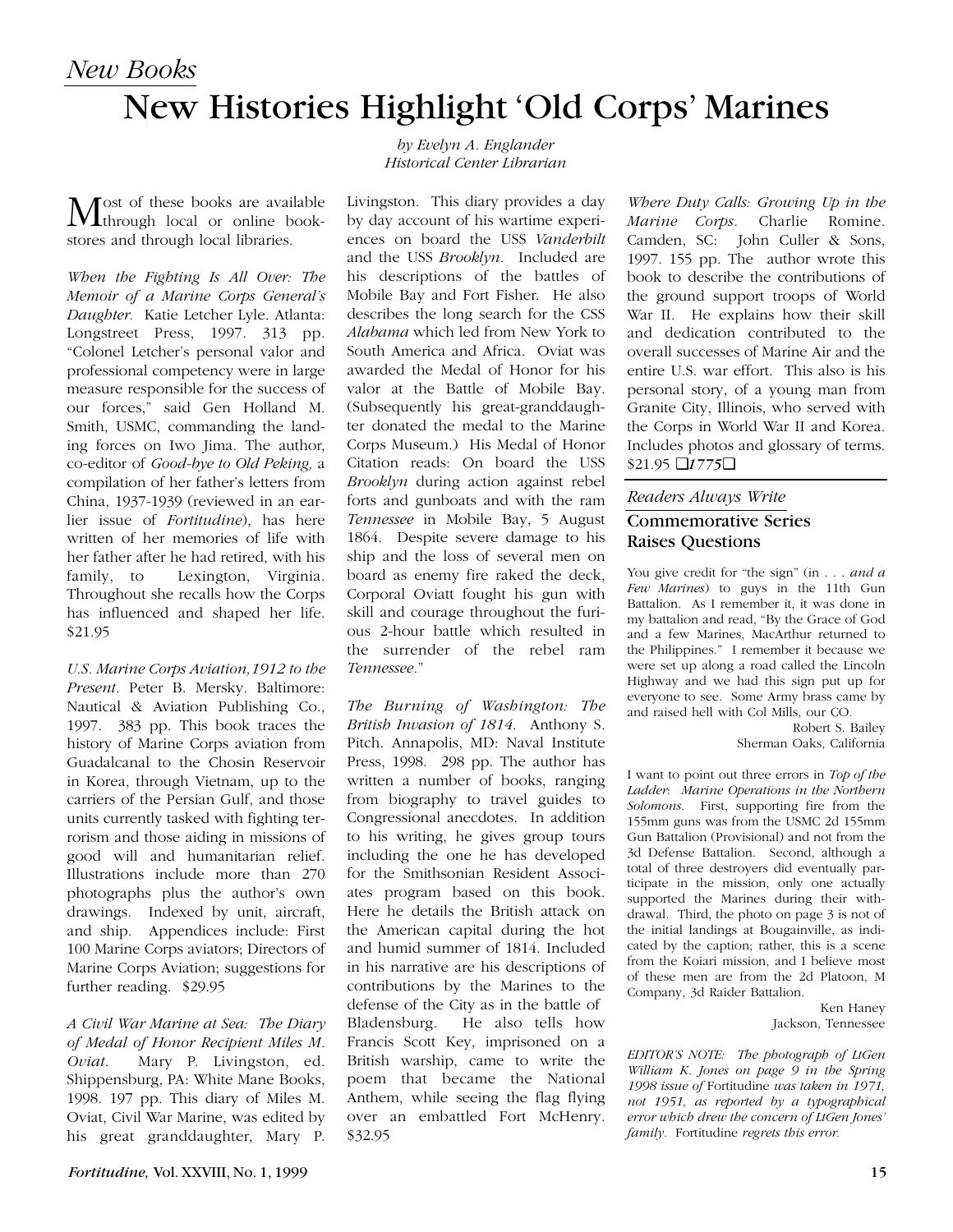*New Books*

# New Histories Highlight 'Old Corps' Marines

*by Evelyn A. Englander*
*Historical Center Librarian*

Most of these books are available through local or online bookstores and through local libraries.

*When the Fighting Is All Over: The Memoir of a Marine Corps General's Daughter.* Katie Letcher Lyle. Atlanta: Longstreet Press, 1997. 313 pp. "Colonel Letcher's personal valor and professional competency were in large measure responsible for the success of our forces," said Gen Holland M. Smith, USMC, commanding the landing forces on Iwo Jima. The author, co-editor of *Good-bye to Old Peking,* a compilation of her father's letters from China, 1937-1939 (reviewed in an earlier issue of *Fortitudine*), has here written of her memories of life with her father after he had retired, with his family, to Lexington, Virginia. Throughout she recalls how the Corps has influenced and shaped her life. $21.95

*U.S. Marine Corps Aviation,1912 to the Present.* Peter B. Mersky. Baltimore: Nautical & Aviation Publishing Co., 1997. 383 pp. This book traces the history of Marine Corps aviation from Guadalcanal to the Chosin Reservoir in Korea, through Vietnam, up to the carriers of the Persian Gulf, and those units currently tasked with fighting terrorism and those aiding in missions of good will and humanitarian relief. Illustrations include more than 270 photographs plus the author's own drawings. Indexed by unit, aircraft, and ship. Appendices include: First 100 Marine Corps aviators; Directors of Marine Corps Aviation; suggestions for further reading. $29.95

*A Civil War Marine at Sea: The Diary of Medal of Honor Recipient Miles M. Oviat.* Mary P. Livingston, ed. Shippensburg, PA: White Mane Books, 1998. 197 pp. This diary of Miles M. Oviat, Civil War Marine, was edited by his great granddaughter, Mary P. Livingston. This diary provides a day by day account of his wartime experiences on board the USS *Vanderbilt* and the USS *Brooklyn*. Included are his descriptions of the battles of Mobile Bay and Fort Fisher. He also describes the long search for the CSS *Alabama* which led from New York to South America and Africa. Oviat was awarded the Medal of Honor for his valor at the Battle of Mobile Bay. (Subsequently his great-granddaughter donated the medal to the Marine Corps Museum.) His Medal of Honor Citation reads: On board the USS *Brooklyn* during action against rebel forts and gunboats and with the ram *Tennessee* in Mobile Bay, 5 August 1864. Despite severe damage to his ship and the loss of several men on board as enemy fire raked the deck, Corporal Oviatt fought his gun with skill and courage throughout the furious 2-hour battle which resulted in the surrender of the rebel ram *Tennessee*."

*The Burning of Washington: The British Invasion of 1814.* Anthony S. Pitch. Annapolis, MD: Naval Institute Press, 1998. 298 pp. The author has written a number of books, ranging from biography to travel guides to Congressional anecdotes. In addition to his writing, he gives group tours including the one he has developed for the Smithsonian Resident Associates program based on this book. Here he details the British attack on the American capital during the hot and humid summer of 1814. Included in his narrative are his descriptions of contributions by the Marines to the defense of the City as in the battle of Bladensburg. He also tells how Francis Scott Key, imprisoned on a British warship, came to write the poem that became the National Anthem, while seeing the flag flying over an embattled Fort McHenry. $32.95

*Where Duty Calls: Growing Up in the Marine Corps.* Charlie Romine. Camden, SC: John Culler & Sons, 1997. 155 pp. The author wrote this book to describe the contributions of the ground support troops of World War II. He explains how their skill and dedication contributed to the overall successes of Marine Air and the entire U.S. war effort. This also is his personal story, of a young man from Granite City, Illinois, who served with the Corps in World War II and Korea. Includes photos and glossary of terms. $21.95 ❑*1775*❑

*Readers Always Write*

## Commemorative Series Raises Questions

You give credit for "the sign" (in . . . *and a Few Marines*) to guys in the 11th Gun Battalion. As I remember it, it was done in my battalion and read, "By the Grace of God and a few Marines, MacArthur returned to the Philippines." I remember it because we were set up along a road called the Lincoln Highway and we had this sign put up for everyone to see. Some Army brass came by and raised hell with Col Mills, our CO.

Robert S. Bailey
Sherman Oaks, California

I want to point out three errors in *Top of the Ladder: Marine Operations in the Northern Solomons.* First, supporting fire from the 155mm guns was from the USMC 2d 155mm Gun Battalion (Provisional) and not from the 3d Defense Battalion. Second, although a total of three destroyers did eventually participate in the mission, only one actually supported the Marines during their withdrawal. Third, the photo on page 3 is not of the initial landings at Bougainville, as indicated by the caption; rather, this is a scene from the Koiari mission, and I believe most of these men are from the 2d Platoon, M Company, 3d Raider Battalion.

Ken Haney
Jackson, Tennessee

*EDITOR'S NOTE: The photograph of LtGen William K. Jones on page 9 in the Spring 1998 issue of* Fortitudine *was taken in 1971, not 1951, as reported by a typographical error which drew the concern of LtGen Jones' family.* Fortitudine *regrets this error.*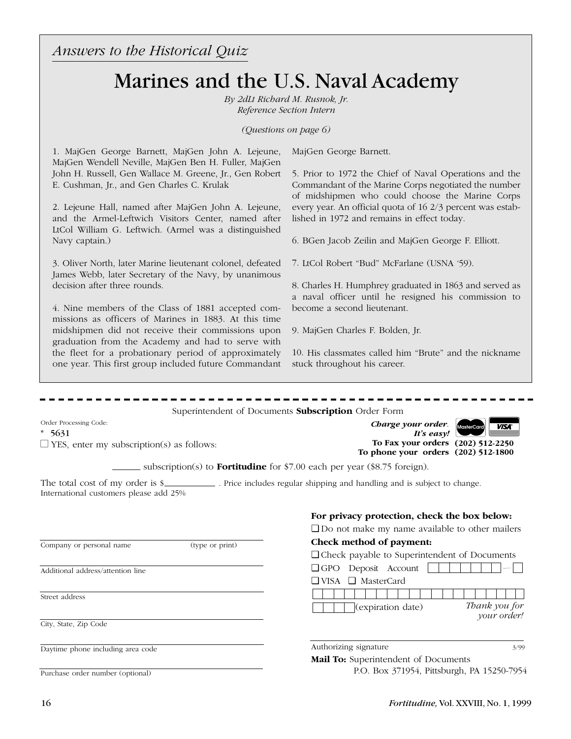*Answers to the Historical Quiz*

# Marines and the U.S. Naval Academy

*By 2dLt Richard M. Rusnok, Jr.*
*Reference Section Intern*

*(Questions on page 6)*

1. MajGen George Barnett, MajGen John A. Lejeune, MajGen Wendell Neville, MajGen Ben H. Fuller, MajGen John H. Russell, Gen Wallace M. Greene, Jr., Gen Robert E. Cushman, Jr., and Gen Charles C. Krulak

2. Lejeune Hall, named after MajGen John A. Lejeune, and the Armel-Leftwich Visitors Center, named after LtCol William G. Leftwich. (Armel was a distinguished Navy captain.)

3. Oliver North, later Marine lieutenant colonel, defeated James Webb, later Secretary of the Navy, by unanimous decision after three rounds.

4. Nine members of the Class of 1881 accepted commissions as officers of Marines in 1883. At this time midshipmen did not receive their commissions upon graduation from the Academy and had to serve with the fleet for a probationary period of approximately one year. This first group included future Commandant MajGen George Barnett.

5. Prior to 1972 the Chief of Naval Operations and the Commandant of the Marine Corps negotiated the number of midshipmen who could choose the Marine Corps every year. An official quota of 16 2/3 percent was established in 1972 and remains in effect today.

6. BGen Jacob Zeilin and MajGen George F. Elliott.

7. LtCol Robert "Bud" McFarlane (USNA '59).

8. Charles H. Humphrey graduated in 1863 and served as a naval officer until he resigned his commission to become a second lieutenant.

9. MajGen Charles F. Bolden, Jr.

10. His classmates called him "Brute" and the nickname stuck throughout his career.

---

Superintendent of Documents **Subscription** Order Form

Order Processing Code:
\* 5631

☐ YES, enter my subscription(s) as follows:

***Charge your order. It's easy!*** MasterCard VISA
**To Fax your orders (202) 512-2250**
**To phone your orders (202) 512-1800**

______ subscription(s) to **Fortitudine** for $7.00 each per year ($8.75 foreign).

The total cost of my order is $__________ . Price includes regular shipping and handling and is subject to change.
International customers please add 25%

Company or personal name (type or print)

Additional address/attention line

Street address

City, State, Zip Code

Daytime phone including area code

Purchase order number (optional)

**For privacy protection, check the box below:**
❑ Do not make my name available to other mailers

**Check method of payment:**
❑ Check payable to Superintendent of Documents
❑ GPO Deposit Account ☐☐☐☐☐☐☐ – ☐
❑ VISA ❑ MasterCard

☐☐☐☐ (expiration date)

*Thank you for your order!*

Authorizing signature 3/99

**Mail To:** Superintendent of Documents
P.O. Box 371954, Pittsburgh, PA 15250-7954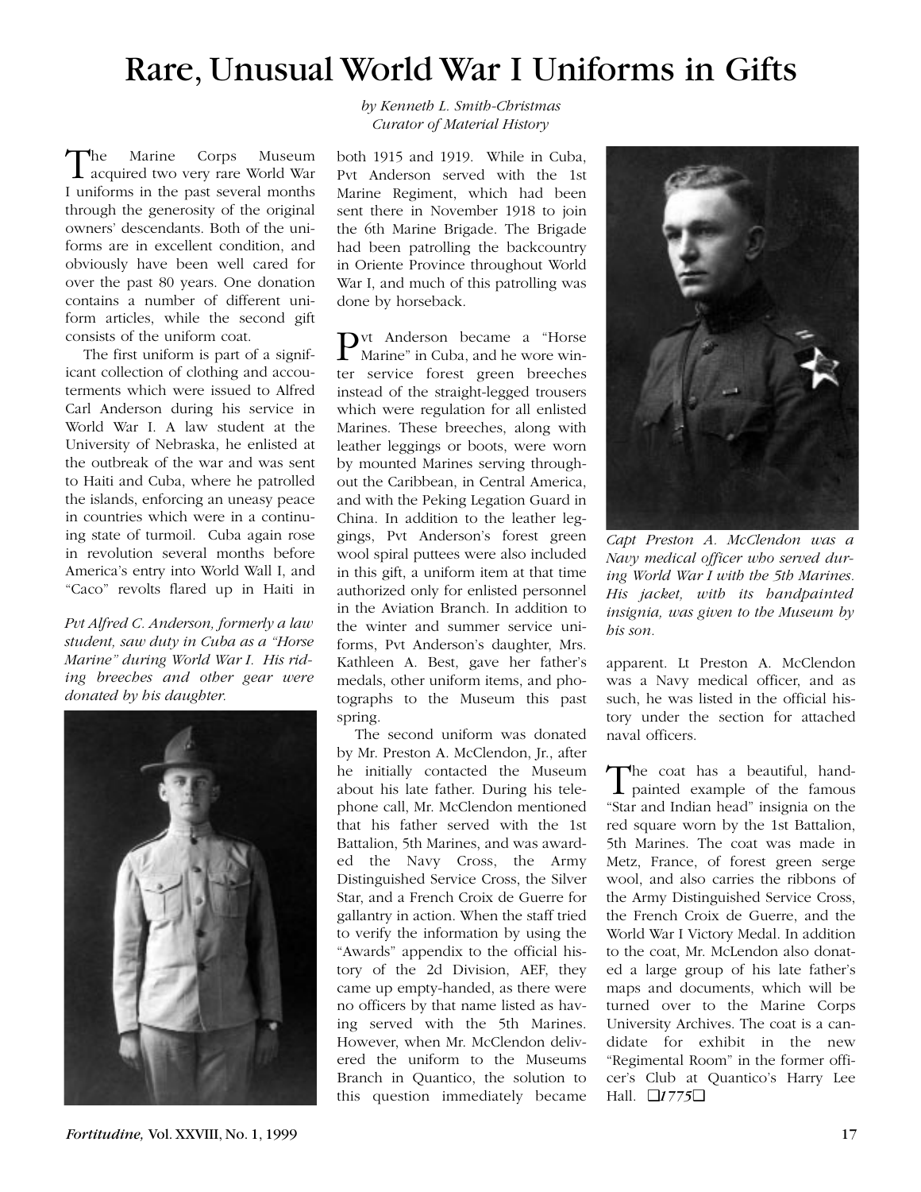# Rare, Unusual World War I Uniforms in Gifts

*by Kenneth L. Smith-Christmas*
*Curator of Material History*

The Marine Corps Museum acquired two very rare World War I uniforms in the past several months through the generosity of the original owners' descendants. Both of the uniforms are in excellent condition, and obviously have been well cared for over the past 80 years. One donation contains a number of different uniform articles, while the second gift consists of the uniform coat.

The first uniform is part of a significant collection of clothing and accouterments which were issued to Alfred Carl Anderson during his service in World War I. A law student at the University of Nebraska, he enlisted at the outbreak of the war and was sent to Haiti and Cuba, where he patrolled the islands, enforcing an uneasy peace in countries which were in a continuing state of turmoil. Cuba again rose in revolution several months before America's entry into World Wall I, and "Caco" revolts flared up in Haiti in both 1915 and 1919. While in Cuba, Pvt Anderson served with the 1st Marine Regiment, which had been sent there in November 1918 to join the 6th Marine Brigade. The Brigade had been patrolling the backcountry in Oriente Province throughout World War I, and much of this patrolling was done by horseback.

*Pvt Alfred C. Anderson, formerly a law student, saw duty in Cuba as a "Horse Marine" during World War I. His riding breeches and other gear were donated by his daughter.*

Pvt Anderson became a "Horse Marine" in Cuba, and he wore winter service forest green breeches instead of the straight-legged trousers which were regulation for all enlisted Marines. These breeches, along with leather leggings or boots, were worn by mounted Marines serving throughout the Caribbean, in Central America, and with the Peking Legation Guard in China. In addition to the leather leggings, Pvt Anderson's forest green wool spiral puttees were also included in this gift, a uniform item at that time authorized only for enlisted personnel in the Aviation Branch. In addition to the winter and summer service uniforms, Pvt Anderson's daughter, Mrs. Kathleen A. Best, gave her father's medals, other uniform items, and photographs to the Museum this past spring.

The second uniform was donated by Mr. Preston A. McClendon, Jr., after he initially contacted the Museum about his late father. During his telephone call, Mr. McClendon mentioned that his father served with the 1st Battalion, 5th Marines, and was awarded the Navy Cross, the Army Distinguished Service Cross, the Silver Star, and a French Croix de Guerre for gallantry in action. When the staff tried to verify the information by using the "Awards" appendix to the official history of the 2d Division, AEF, they came up empty-handed, as there were no officers by that name listed as having served with the 5th Marines. However, when Mr. McClendon delivered the uniform to the Museums Branch in Quantico, the solution to this question immediately became apparent. Lt Preston A. McClendon was a Navy medical officer, and as such, he was listed in the official history under the section for attached naval officers.

*Capt Preston A. McClendon was a Navy medical officer who served during World War I with the 5th Marines. His jacket, with its handpainted insignia, was given to the Museum by his son.*

The coat has a beautiful, hand-painted example of the famous "Star and Indian head" insignia on the red square worn by the 1st Battalion, 5th Marines. The coat was made in Metz, France, of forest green serge wool, and also carries the ribbons of the Army Distinguished Service Cross, the French Croix de Guerre, and the World War I Victory Medal. In addition to the coat, Mr. McLendon also donated a large group of his late father's maps and documents, which will be turned over to the Marine Corps University Archives. The coat is a candidate for exhibit in the new "Regimental Room" in the former officer's Club at Quantico's Harry Lee Hall. ❑*1775*❑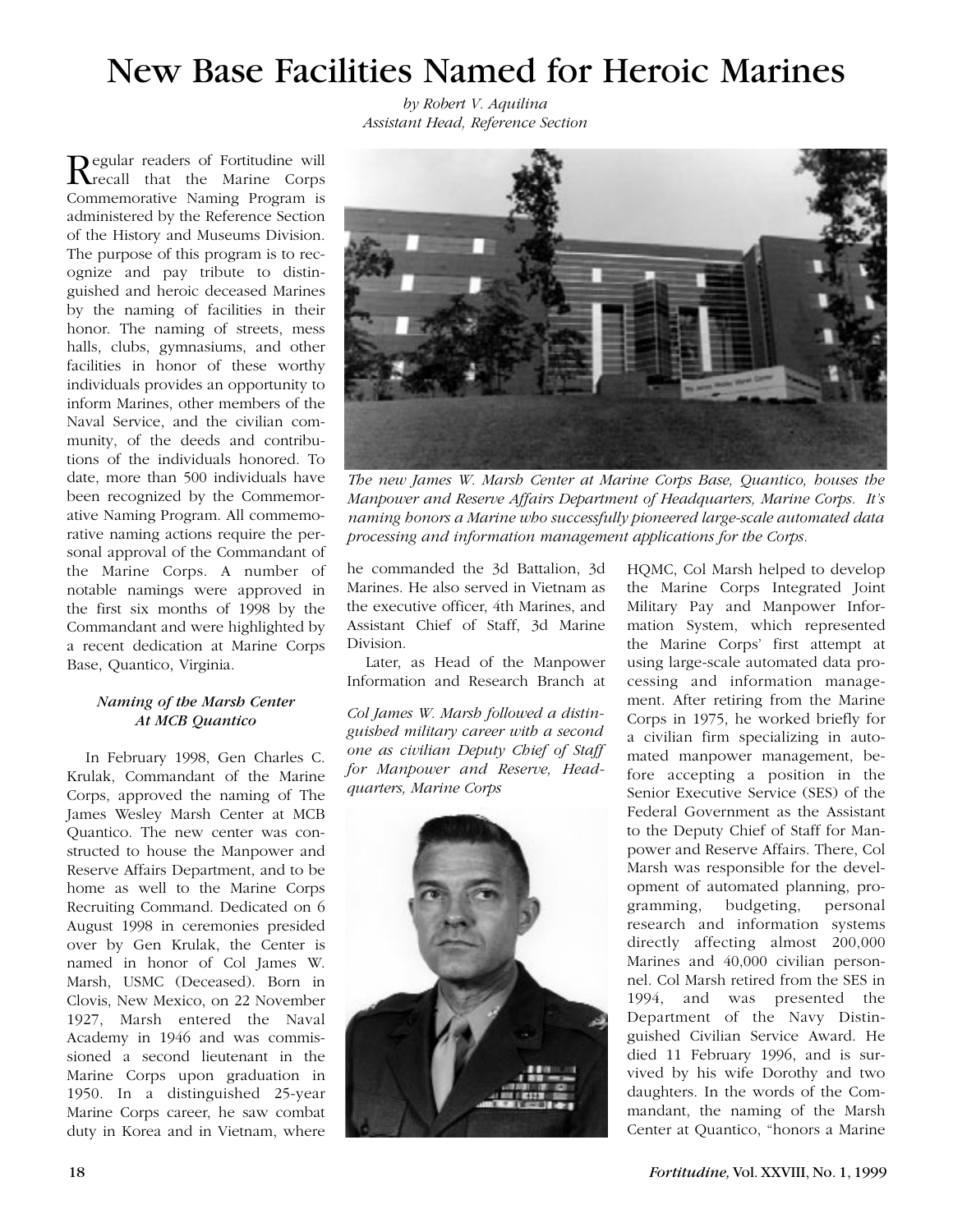# New Base Facilities Named for Heroic Marines

*by Robert V. Aquilina*
*Assistant Head, Reference Section*

Regular readers of Fortitudine will recall that the Marine Corps Commemorative Naming Program is administered by the Reference Section of the History and Museums Division. The purpose of this program is to recognize and pay tribute to distinguished and heroic deceased Marines by the naming of facilities in their honor. The naming of streets, mess halls, clubs, gymnasiums, and other facilities in honor of these worthy individuals provides an opportunity to inform Marines, other members of the Naval Service, and the civilian community, of the deeds and contributions of the individuals honored. To date, more than 500 individuals have been recognized by the Commemorative Naming Program. All commemorative naming actions require the personal approval of the Commandant of the Marine Corps. A number of notable namings were approved in the first six months of 1998 by the Commandant and were highlighted by a recent dedication at Marine Corps Base, Quantico, Virginia.

*The new James W. Marsh Center at Marine Corps Base, Quantico, houses the Manpower and Reserve Affairs Department of Headquarters, Marine Corps. It's naming honors a Marine who successfully pioneered large-scale automated data processing and information management applications for the Corps.*

### *Naming of the Marsh Center At MCB Quantico*

In February 1998, Gen Charles C. Krulak, Commandant of the Marine Corps, approved the naming of The James Wesley Marsh Center at MCB Quantico. The new center was constructed to house the Manpower and Reserve Affairs Department, and to be home as well to the Marine Corps Recruiting Command. Dedicated on 6 August 1998 in ceremonies presided over by Gen Krulak, the Center is named in honor of Col James W. Marsh, USMC (Deceased). Born in Clovis, New Mexico, on 22 November 1927, Marsh entered the Naval Academy in 1946 and was commissioned a second lieutenant in the Marine Corps upon graduation in 1950. In a distinguished 25-year Marine Corps career, he saw combat duty in Korea and in Vietnam, where he commanded the 3d Battalion, 3d Marines. He also served in Vietnam as the executive officer, 4th Marines, and Assistant Chief of Staff, 3d Marine Division.

Later, as Head of the Manpower Information and Research Branch at HQMC, Col Marsh helped to develop the Marine Corps Integrated Joint Military Pay and Manpower Information System, which represented the Marine Corps' first attempt at using large-scale automated data processing and information management. After retiring from the Marine Corps in 1975, he worked briefly for a civilian firm specializing in automated manpower management, before accepting a position in the Senior Executive Service (SES) of the Federal Government as the Assistant to the Deputy Chief of Staff for Manpower and Reserve Affairs. There, Col Marsh was responsible for the development of automated planning, programming, budgeting, personal research and information systems directly affecting almost 200,000 Marines and 40,000 civilian personnel. Col Marsh retired from the SES in 1994, and was presented the Department of the Navy Distinguished Civilian Service Award. He died 11 February 1996, and is survived by his wife Dorothy and two daughters. In the words of the Commandant, the naming of the Marsh Center at Quantico, "honors a Marine

*Col James W. Marsh followed a distinguished military career with a second one as civilian Deputy Chief of Staff for Manpower and Reserve, Headquarters, Marine Corps*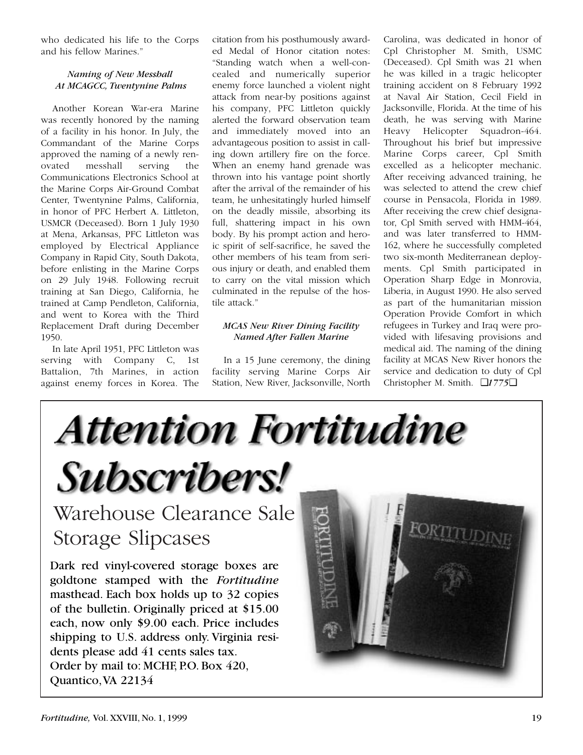who dedicated his life to the Corps and his fellow Marines."

### *Naming of New Messhall At MCAGCC, Twentynine Palms*

Another Korean War-era Marine was recently honored by the naming of a facility in his honor. In July, the Commandant of the Marine Corps approved the naming of a newly renovated messhall serving the Communications Electronics School at the Marine Corps Air-Ground Combat Center, Twentynine Palms, California, in honor of PFC Herbert A. Littleton, USMCR (Deceased). Born 1 July 1930 at Mena, Arkansas, PFC Littleton was employed by Electrical Appliance Company in Rapid City, South Dakota, before enlisting in the Marine Corps on 29 July 1948. Following recruit training at San Diego, California, he trained at Camp Pendleton, California, and went to Korea with the Third Replacement Draft during December 1950.

In late April 1951, PFC Littleton was serving with Company C, 1st Battalion, 7th Marines, in action against enemy forces in Korea. The citation from his posthumously awarded Medal of Honor citation notes: "Standing watch when a well-concealed and numerically superior enemy force launched a violent night attack from near-by positions against his company, PFC Littleton quickly alerted the forward observation team and immediately moved into an advantageous position to assist in calling down artillery fire on the force. When an enemy hand grenade was thrown into his vantage point shortly after the arrival of the remainder of his team, he unhesitatingly hurled himself on the deadly missile, absorbing its full, shattering impact in his own body. By his prompt action and heroic spirit of self-sacrifice, he saved the other members of his team from serious injury or death, and enabled them to carry on the vital mission which culminated in the repulse of the hostile attack."

### *MCAS New River Dining Facility Named After Fallen Marine*

In a 15 June ceremony, the dining facility serving Marine Corps Air Station, New River, Jacksonville, North Carolina, was dedicated in honor of Cpl Christopher M. Smith, USMC (Deceased). Cpl Smith was 21 when he was killed in a tragic helicopter training accident on 8 February 1992 at Naval Air Station, Cecil Field in Jacksonville, Florida. At the time of his death, he was serving with Marine Heavy Helicopter Squadron-464. Throughout his brief but impressive Marine Corps career, Cpl Smith excelled as a helicopter mechanic. After receiving advanced training, he was selected to attend the crew chief course in Pensacola, Florida in 1989. After receiving the crew chief designator, Cpl Smith served with HMM-464, and was later transferred to HMM-162, where he successfully completed two six-month Mediterranean deployments. Cpl Smith participated in Operation Sharp Edge in Monrovia, Liberia, in August 1990. He also served as part of the humanitarian mission Operation Provide Comfort in which refugees in Turkey and Iraq were provided with lifesaving provisions and medical aid. The naming of the dining facility at MCAS New River honors the service and dedication to duty of Cpl Christopher M. Smith. ❑*1775*❑

# Attention Fortitudine Subscribers!

## Warehouse Clearance Sale Storage Slipcases

Dark red vinyl-covered storage boxes are goldtone stamped with the *Fortitudine* masthead. Each box holds up to 32 copies of the bulletin. Originally priced at $15.00 each, now only $9.00 each. Price includes shipping to U.S. address only. Virginia residents please add 41 cents sales tax.
Order by mail to: MCHF, P.O. Box 420, Quantico, VA 22134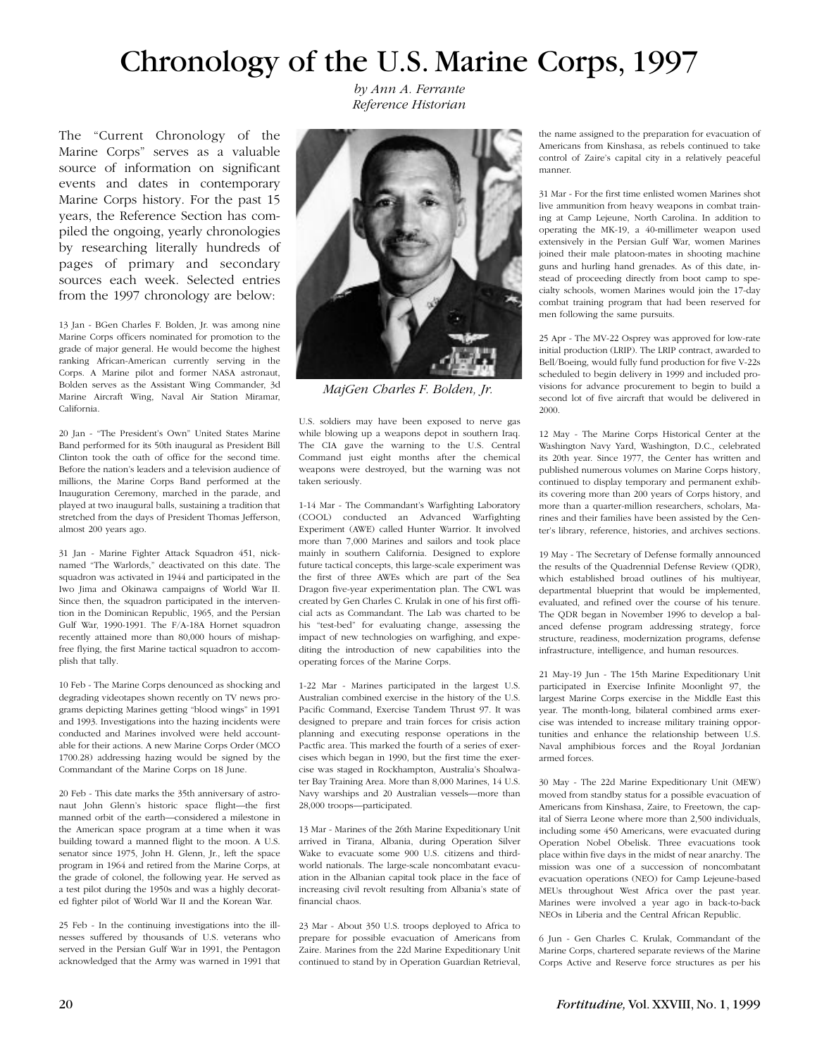# Chronology of the U.S. Marine Corps, 1997

*by Ann A. Ferrante*
*Reference Historian*

The "Current Chronology of the Marine Corps" serves as a valuable source of information on significant events and dates in contemporary Marine Corps history. For the past 15 years, the Reference Section has compiled the ongoing, yearly chronologies by researching literally hundreds of pages of primary and secondary sources each week. Selected entries from the 1997 chronology are below:

13 Jan - BGen Charles F. Bolden, Jr. was among nine Marine Corps officers nominated for promotion to the grade of major general. He would become the highest ranking African-American currently serving in the Corps. A Marine pilot and former NASA astronaut, Bolden serves as the Assistant Wing Commander, 3d Marine Aircraft Wing, Naval Air Station Miramar, California.

20 Jan - "The President's Own" United States Marine Band performed for its 50th inaugural as President Bill Clinton took the oath of office for the second time. Before the nation's leaders and a television audience of millions, the Marine Corps Band performed at the Inauguration Ceremony, marched in the parade, and played at two inaugural balls, sustaining a tradition that stretched from the days of President Thomas Jefferson, almost 200 years ago.

31 Jan - Marine Fighter Attack Squadron 451, nicknamed "The Warlords," deactivated on this date. The squadron was activated in 1944 and participated in the Iwo Jima and Okinawa campaigns of World War II. Since then, the squadron participated in the intervention in the Dominican Republic, 1965, and the Persian Gulf War, 1990-1991. The F/A-18A Hornet squadron recently attained more than 80,000 hours of mishap-free flying, the first Marine tactical squadron to accomplish that tally.

10 Feb - The Marine Corps denounced as shocking and degrading videotapes shown recently on TV news programs depicting Marines getting "blood wings" in 1991 and 1993. Investigations into the hazing incidents were conducted and Marines involved were held accountable for their actions. A new Marine Corps Order (MCO 1700.28) addressing hazing would be signed by the Commandant of the Marine Corps on 18 June.

20 Feb - This date marks the 35th anniversary of astronaut John Glenn's historic space flight—the first manned orbit of the earth—considered a milestone in the American space program at a time when it was building toward a manned flight to the moon. A U.S. senator since 1975, John H. Glenn, Jr., left the space program in 1964 and retired from the Marine Corps, at the grade of colonel, the following year. He served as a test pilot during the 1950s and was a highly decorated fighter pilot of World War II and the Korean War.

25 Feb - In the continuing investigations into the illnesses suffered by thousands of U.S. veterans who served in the Persian Gulf War in 1991, the Pentagon acknowledged that the Army was warned in 1991 that U.S. soldiers may have been exposed to nerve gas while blowing up a weapons depot in southern Iraq. The CIA gave the warning to the U.S. Central Command just eight months after the chemical weapons were destroyed, but the warning was not taken seriously.

*MajGen Charles F. Bolden, Jr.*

1-14 Mar - The Commandant's Warfighting Laboratory (COOL) conducted an Advanced Warfighting Experiment (AWE) called Hunter Warrior. It involved more than 7,000 Marines and sailors and took place mainly in southern California. Designed to explore future tactical concepts, this large-scale experiment was the first of three AWEs which are part of the Sea Dragon five-year experimentation plan. The CWL was created by Gen Charles C. Krulak in one of his first official acts as Commandant. The Lab was charted to be his "test-bed" for evaluating change, assessing the impact of new technologies on warfighing, and expediting the introduction of new capabilities into the operating forces of the Marine Corps.

1-22 Mar - Marines participated in the largest U.S. Australian combined exercise in the history of the U.S. Pacific Command, Exercise Tandem Thrust 97. It was designed to prepare and train forces for crisis action planning and executing response operations in the Pactfic area. This marked the fourth of a series of exercises which began in 1990, but the first time the exercise was staged in Rockhampton, Australia's Shoalwater Bay Training Area. More than 8,000 Marines, 14 U.S. Navy warships and 20 Australian vessels—more than 28,000 troops—participated.

13 Mar - Marines of the 26th Marine Expeditionary Unit arrived in Tirana, Albania, during Operation Silver Wake to evacuate some 900 U.S. citizens and third-world nationals. The large-scale noncombatant evacuation in the Albanian capital took place in the face of increasing civil revolt resulting from Albania's state of financial chaos.

23 Mar - About 350 U.S. troops deployed to Africa to prepare for possible evacuation of Americans from Zaire. Marines from the 22d Marine Expeditionary Unit continued to stand by in Operation Guardian Retrieval, the name assigned to the preparation for evacuation of Americans from Kinshasa, as rebels continued to take control of Zaire's capital city in a relatively peaceful manner.

31 Mar - For the first time enlisted women Marines shot live ammunition from heavy weapons in combat training at Camp Lejeune, North Carolina. In addition to operating the MK-19, a 40-millimeter weapon used extensively in the Persian Gulf War, women Marines joined their male platoon-mates in shooting machine guns and hurling hand grenades. As of this date, instead of proceeding directly from boot camp to specialty schools, women Marines would join the 17-day combat training program that had been reserved for men following the same pursuits.

25 Apr - The MV-22 Osprey was approved for low-rate initial production (LRIP). The LRIP contract, awarded to Bell/Boeing, would fully fund production for five V-22s scheduled to begin delivery in 1999 and included provisions for advance procurement to begin to build a second lot of five aircraft that would be delivered in 2000.

12 May - The Marine Corps Historical Center at the Washington Navy Yard, Washington, D.C., celebrated its 20th year. Since 1977, the Center has written and published numerous volumes on Marine Corps history, continued to display temporary and permanent exhibits covering more than 200 years of Corps history, and more than a quarter-million researchers, scholars, Marines and their families have been assisted by the Center's library, reference, histories, and archives sections.

19 May - The Secretary of Defense formally announced the results of the Quadrennial Defense Review (QDR), which established broad outlines of his multiyear, departmental blueprint that would be implemented, evaluated, and refined over the course of his tenure. The QDR began in November 1996 to develop a balanced defense program addressing strategy, force structure, readiness, modernization programs, defense infrastructure, intelligence, and human resources.

21 May-19 Jun - The 15th Marine Expeditionary Unit participated in Exercise Infinite Moonlight 97, the largest Marine Corps exercise in the Middle East this year. The month-long, bilateral combined arms exercise was intended to increase military training opportunities and enhance the relationship between U.S. Naval amphibious forces and the Royal Jordanian armed forces.

30 May - The 22d Marine Expeditionary Unit (MEW) moved from standby status for a possible evacuation of Americans from Kinshasa, Zaire, to Freetown, the capital of Sierra Leone where more than 2,500 individuals, including some 450 Americans, were evacuated during Operation Nobel Obelisk. Three evacuations took place within five days in the midst of near anarchy. The mission was one of a succession of noncombatant evacuation operations (NEO) for Camp Lejeune-based MEUs throughout West Africa over the past year. Marines were involved a year ago in back-to-back NEOs in Liberia and the Central African Republic.

6 Jun - Gen Charles C. Krulak, Commandant of the Marine Corps, chartered separate reviews of the Marine Corps Active and Reserve force structures as per his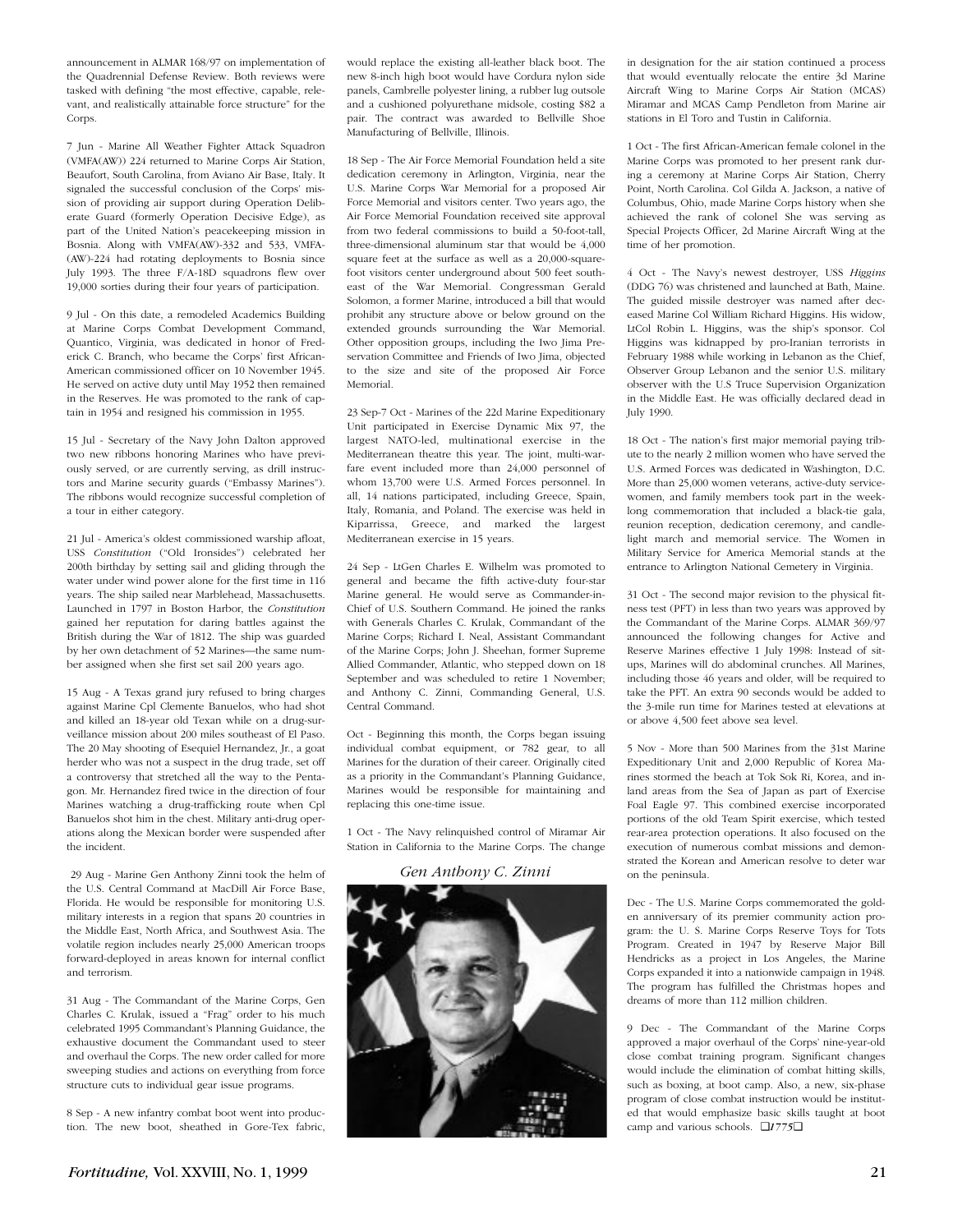announcement in ALMAR 168/97 on implementation of the Quadrennial Defense Review. Both reviews were tasked with defining "the most effective, capable, relevant, and realistically attainable force structure" for the Corps.

7 Jun - Marine All Weather Fighter Attack Squadron (VMFA(AW)) 224 returned to Marine Corps Air Station, Beaufort, South Carolina, from Aviano Air Base, Italy. It signaled the successful conclusion of the Corps' mission of providing air support during Operation Deliberate Guard (formerly Operation Decisive Edge), as part of the United Nation's peacekeeping mission in Bosnia. Along with VMFA(AW)-332 and 533, VMFA-(AW)-224 had rotating deployments to Bosnia since July 1993. The three F/A-18D squadrons flew over 19,000 sorties during their four years of participation.

9 Jul - On this date, a remodeled Academics Building at Marine Corps Combat Development Command, Quantico, Virginia, was dedicated in honor of Frederick C. Branch, who became the Corps' first African-American commissioned officer on 10 November 1945. He served on active duty until May 1952 then remained in the Reserves. He was promoted to the rank of captain in 1954 and resigned his commission in 1955.

15 Jul - Secretary of the Navy John Dalton approved two new ribbons honoring Marines who have previously served, or are currently serving, as drill instructors and Marine security guards ("Embassy Marines"). The ribbons would recognize successful completion of a tour in either category.

21 Jul - America's oldest commissioned warship afloat, USS *Constitution* ("Old Ironsides") celebrated her 200th birthday by setting sail and gliding through the water under wind power alone for the first time in 116 years. The ship sailed near Marblehead, Massachusetts. Launched in 1797 in Boston Harbor, the *Constitution* gained her reputation for daring battles against the British during the War of 1812. The ship was guarded by her own detachment of 52 Marines—the same number assigned when she first set sail 200 years ago.

15 Aug - A Texas grand jury refused to bring charges against Marine Cpl Clemente Banuelos, who had shot and killed an 18-year old Texan while on a drug-surveillance mission about 200 miles southeast of El Paso. The 20 May shooting of Esequiel Hernandez, Jr., a goat herder who was not a suspect in the drug trade, set off a controversy that stretched all the way to the Pentagon. Mr. Hernandez fired twice in the direction of four Marines watching a drug-trafficking route when Cpl Banuelos shot him in the chest. Military anti-drug operations along the Mexican border were suspended after the incident.

29 Aug - Marine Gen Anthony Zinni took the helm of the U.S. Central Command at MacDill Air Force Base, Florida. He would be responsible for monitoring U.S. military interests in a region that spans 20 countries in the Middle East, North Africa, and Southwest Asia. The volatile region includes nearly 25,000 American troops forward-deployed in areas known for internal conflict and terrorism.

31 Aug - The Commandant of the Marine Corps, Gen Charles C. Krulak, issued a "Frag" order to his much celebrated 1995 Commandant's Planning Guidance, the exhaustive document the Commandant used to steer and overhaul the Corps. The new order called for more sweeping studies and actions on everything from force structure cuts to individual gear issue programs.

8 Sep - A new infantry combat boot went into production. The new boot, sheathed in Gore-Tex fabric, would replace the existing all-leather black boot. The new 8-inch high boot would have Cordura nylon side panels, Cambrelle polyester lining, a rubber lug outsole and a cushioned polyurethane midsole, costing $82 a pair. The contract was awarded to Bellville Shoe Manufacturing of Bellville, Illinois.

18 Sep - The Air Force Memorial Foundation held a site dedication ceremony in Arlington, Virginia, near the U.S. Marine Corps War Memorial for a proposed Air Force Memorial and visitors center. Two years ago, the Air Force Memorial Foundation received site approval from two federal commissions to build a 50-foot-tall, three-dimensional aluminum star that would be 4,000 square feet at the surface as well as a 20,000-square-foot visitors center underground about 500 feet southeast of the War Memorial. Congressman Gerald Solomon, a former Marine, introduced a bill that would prohibit any structure above or below ground on the extended grounds surrounding the War Memorial. Other opposition groups, including the Iwo Jima Preservation Committee and Friends of Iwo Jima, objected to the size and site of the proposed Air Force Memorial.

23 Sep-7 Oct - Marines of the 22d Marine Expeditionary Unit participated in Exercise Dynamic Mix 97, the largest NATO-led, multinational exercise in the Mediterranean theatre this year. The joint, multi-warfare event included more than 24,000 personnel of whom 13,700 were U.S. Armed Forces personnel. In all, 14 nations participated, including Greece, Spain, Italy, Romania, and Poland. The exercise was held in Kiparrissa, Greece, and marked the largest Mediterranean exercise in 15 years.

24 Sep - LtGen Charles E. Wilhelm was promoted to general and became the fifth active-duty four-star Marine general. He would serve as Commander-in-Chief of U.S. Southern Command. He joined the ranks with Generals Charles C. Krulak, Commandant of the Marine Corps; Richard I. Neal, Assistant Commandant of the Marine Corps; John J. Sheehan, former Supreme Allied Commander, Atlantic, who stepped down on 18 September and was scheduled to retire 1 November; and Anthony C. Zinni, Commanding General, U.S. Central Command.

Oct - Beginning this month, the Corps began issuing individual combat equipment, or 782 gear, to all Marines for the duration of their career. Originally cited as a priority in the Commandant's Planning Guidance, Marines would be responsible for maintaining and replacing this one-time issue.

1 Oct - The Navy relinquished control of Miramar Air Station in California to the Marine Corps. The change in designation for the air station continued a process that would eventually relocate the entire 3d Marine Aircraft Wing to Marine Corps Air Station (MCAS) Miramar and MCAS Camp Pendleton from Marine air stations in El Toro and Tustin in California.

*Gen Anthony C. Zinni*

1 Oct - The first African-American female colonel in the Marine Corps was promoted to her present rank during a ceremony at Marine Corps Air Station, Cherry Point, North Carolina. Col Gilda A. Jackson, a native of Columbus, Ohio, made Marine Corps history when she achieved the rank of colonel She was serving as Special Projects Officer, 2d Marine Aircraft Wing at the time of her promotion.

4 Oct - The Navy's newest destroyer, USS *Higgins* (DDG 76) was christened and launched at Bath, Maine. The guided missile destroyer was named after deceased Marine Col William Richard Higgins. His widow, LtCol Robin L. Higgins, was the ship's sponsor. Col Higgins was kidnapped by pro-Iranian terrorists in February 1988 while working in Lebanon as the Chief, Observer Group Lebanon and the senior U.S. military observer with the U.S Truce Supervision Organization in the Middle East. He was officially declared dead in July 1990.

18 Oct - The nation's first major memorial paying tribute to the nearly 2 million women who have served the U.S. Armed Forces was dedicated in Washington, D.C. More than 25,000 women veterans, active-duty servicewomen, and family members took part in the week-long commemoration that included a black-tie gala, reunion reception, dedication ceremony, and candlelight march and memorial service. The Women in Military Service for America Memorial stands at the entrance to Arlington National Cemetery in Virginia.

31 Oct - The second major revision to the physical fitness test (PFT) in less than two years was approved by the Commandant of the Marine Corps. ALMAR 369/97 announced the following changes for Active and Reserve Marines effective 1 July 1998: Instead of sit-ups, Marines will do abdominal crunches. All Marines, including those 46 years and older, will be required to take the PFT. An extra 90 seconds would be added to the 3-mile run time for Marines tested at elevations at or above 4,500 feet above sea level.

5 Nov - More than 500 Marines from the 31st Marine Expeditionary Unit and 2,000 Republic of Korea Marines stormed the beach at Tok Sok Ri, Korea, and inland areas from the Sea of Japan as part of Exercise Foal Eagle 97. This combined exercise incorporated portions of the old Team Spirit exercise, which tested rear-area protection operations. It also focused on the execution of numerous combat missions and demonstrated the Korean and American resolve to deter war on the peninsula.

Dec - The U.S. Marine Corps commemorated the golden anniversary of its premier community action program: the U. S. Marine Corps Reserve Toys for Tots Program. Created in 1947 by Reserve Major Bill Hendricks as a project in Los Angeles, the Marine Corps expanded it into a nationwide campaign in 1948. The program has fulfilled the Christmas hopes and dreams of more than 112 million children.

9 Dec - The Commandant of the Marine Corps approved a major overhaul of the Corps' nine-year-old close combat training program. Significant changes would include the elimination of combat hitting skills, such as boxing, at boot camp. Also, a new, six-phase program of close combat instruction would be instituted that would emphasize basic skills taught at boot camp and various schools. ❑1775❑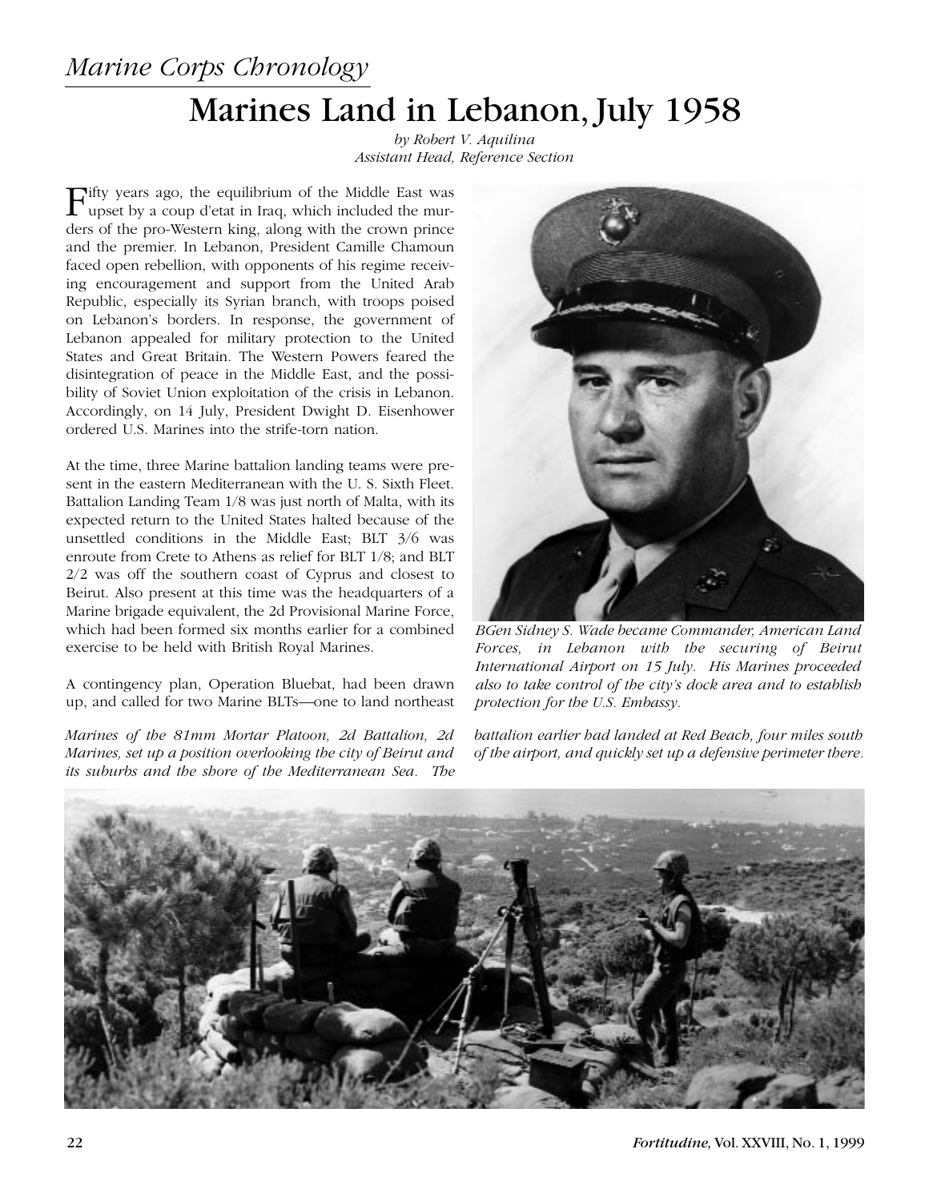*Marine Corps Chronology*

# Marines Land in Lebanon, July 1958

*by Robert V. Aquilina*
*Assistant Head, Reference Section*

Fifty years ago, the equilibrium of the Middle East was upset by a coup d'etat in Iraq, which included the murders of the pro-Western king, along with the crown prince and the premier. In Lebanon, President Camille Chamoun faced open rebellion, with opponents of his regime receiving encouragement and support from the United Arab Republic, especially its Syrian branch, with troops poised on Lebanon's borders. In response, the government of Lebanon appealed for military protection to the United States and Great Britain. The Western Powers feared the disintegration of peace in the Middle East, and the possibility of Soviet Union exploitation of the crisis in Lebanon. Accordingly, on 14 July, President Dwight D. Eisenhower ordered U.S. Marines into the strife-torn nation.

At the time, three Marine battalion landing teams were present in the eastern Mediterranean with the U. S. Sixth Fleet. Battalion Landing Team 1/8 was just north of Malta, with its expected return to the United States halted because of the unsettled conditions in the Middle East; BLT 3/6 was enroute from Crete to Athens as relief for BLT 1/8; and BLT 2/2 was off the southern coast of Cyprus and closest to Beirut. Also present at this time was the headquarters of a Marine brigade equivalent, the 2d Provisional Marine Force, which had been formed six months earlier for a combined exercise to be held with British Royal Marines.

A contingency plan, Operation Bluebat, had been drawn up, and called for two Marine BLTs—one to land northeast

*BGen Sidney S. Wade became Commander, American Land Forces, in Lebanon with the securing of Beirut International Airport on 15 July. His Marines proceeded also to take control of the city's dock area and to establish protection for the U.S. Embassy.*

*Marines of the 81mm Mortar Platoon, 2d Battalion, 2d Marines, set up a position overlooking the city of Beirut and its suburbs and the shore of the Mediterranean Sea. The battalion earlier had landed at Red Beach, four miles south of the airport, and quickly set up a defensive perimeter there.*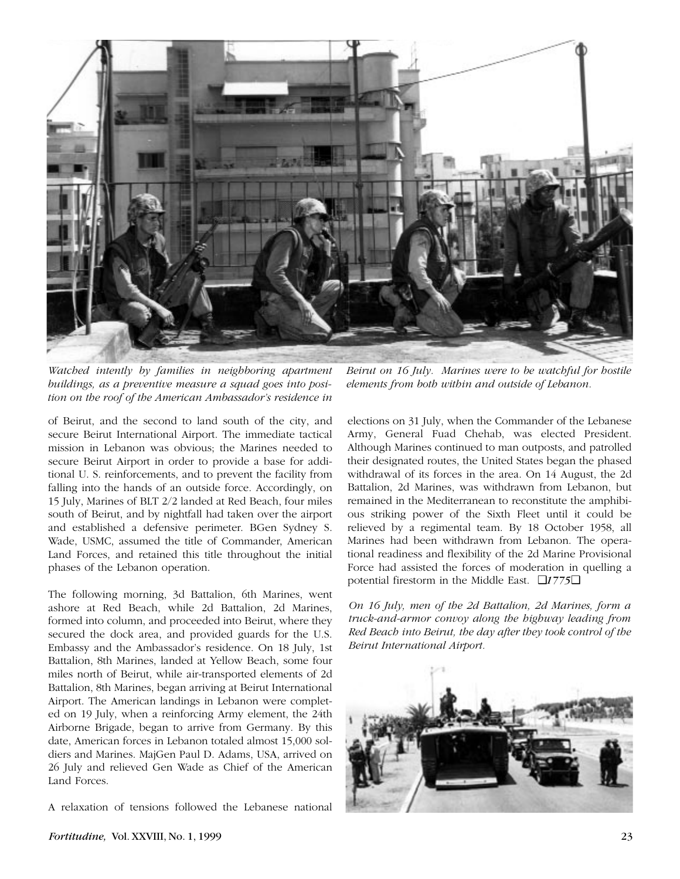*Watched intently by families in neighboring apartment buildings, as a preventive measure a squad goes into position on the roof of the American Ambassador's residence in Beirut on 16 July. Marines were to be watchful for hostile elements from both within and outside of Lebanon.*

of Beirut, and the second to land south of the city, and secure Beirut International Airport. The immediate tactical mission in Lebanon was obvious; the Marines needed to secure Beirut Airport in order to provide a base for additional U. S. reinforcements, and to prevent the facility from falling into the hands of an outside force. Accordingly, on 15 July, Marines of BLT 2/2 landed at Red Beach, four miles south of Beirut, and by nightfall had taken over the airport and established a defensive perimeter. BGen Sydney S. Wade, USMC, assumed the title of Commander, American Land Forces, and retained this title throughout the initial phases of the Lebanon operation.

The following morning, 3d Battalion, 6th Marines, went ashore at Red Beach, while 2d Battalion, 2d Marines, formed into column, and proceeded into Beirut, where they secured the dock area, and provided guards for the U.S. Embassy and the Ambassador's residence. On 18 July, 1st Battalion, 8th Marines, landed at Yellow Beach, some four miles north of Beirut, while air-transported elements of 2d Battalion, 8th Marines, began arriving at Beirut International Airport. The American landings in Lebanon were completed on 19 July, when a reinforcing Army element, the 24th Airborne Brigade, began to arrive from Germany. By this date, American forces in Lebanon totaled almost 15,000 soldiers and Marines. MajGen Paul D. Adams, USA, arrived on 26 July and relieved Gen Wade as Chief of the American Land Forces.

A relaxation of tensions followed the Lebanese national elections on 31 July, when the Commander of the Lebanese Army, General Fuad Chehab, was elected President. Although Marines continued to man outposts, and patrolled their designated routes, the United States began the phased withdrawal of its forces in the area. On 14 August, the 2d Battalion, 2d Marines, was withdrawn from Lebanon, but remained in the Mediterranean to reconstitute the amphibious striking power of the Sixth Fleet until it could be relieved by a regimental team. By 18 October 1958, all Marines had been withdrawn from Lebanon. The operational readiness and flexibility of the 2d Marine Provisional Force had assisted the forces of moderation in quelling a potential firestorm in the Middle East. ❑*1775*❑

*On 16 July, men of the 2d Battalion, 2d Marines, form a truck-and-armor convoy along the highway leading from Red Beach into Beirut, the day after they took control of the Beirut International Airport.*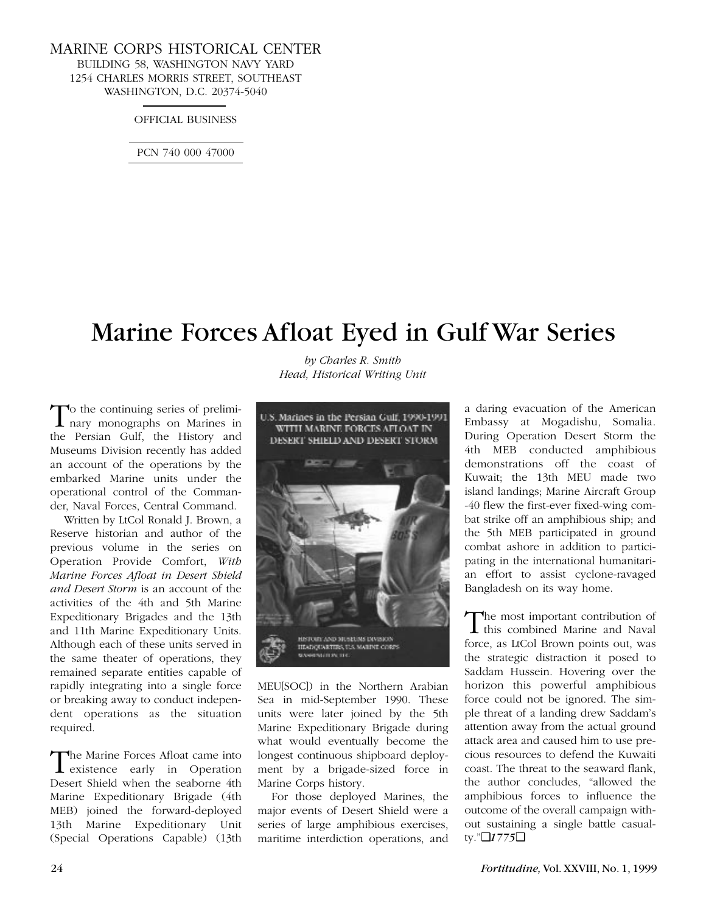MARINE CORPS HISTORICAL CENTER
BUILDING 58, WASHINGTON NAVY YARD
1254 CHARLES MORRIS STREET, SOUTHEAST
WASHINGTON, D.C. 20374-5040

OFFICIAL BUSINESS

PCN 740 000 47000

# Marine Forces Afloat Eyed in Gulf War Series

*by Charles R. Smith*
*Head, Historical Writing Unit*

To the continuing series of preliminary monographs on Marines in the Persian Gulf, the History and Museums Division recently has added an account of the operations by the embarked Marine units under the operational control of the Commander, Naval Forces, Central Command.

Written by LtCol Ronald J. Brown, a Reserve historian and author of the previous volume in the series on Operation Provide Comfort, *With Marine Forces Afloat in Desert Shield and Desert Storm* is an account of the activities of the 4th and 5th Marine Expeditionary Brigades and the 13th and 11th Marine Expeditionary Units. Although each of these units served in the same theater of operations, they remained separate entities capable of rapidly integrating into a single force or breaking away to conduct independent operations as the situation required.

The Marine Forces Afloat came into existence early in Operation Desert Shield when the seaborne 4th Marine Expeditionary Brigade (4th MEB) joined the forward-deployed 13th Marine Expeditionary Unit (Special Operations Capable) (13th MEU[SOC]) in the Northern Arabian Sea in mid-September 1990. These units were later joined by the 5th Marine Expeditionary Brigade during what would eventually become the longest continuous shipboard deployment by a brigade-sized force in Marine Corps history.

For those deployed Marines, the major events of Desert Shield were a series of large amphibious exercises, maritime interdiction operations, and a daring evacuation of the American Embassy at Mogadishu, Somalia. During Operation Desert Storm the 4th MEB conducted amphibious demonstrations off the coast of Kuwait; the 13th MEU made two island landings; Marine Aircraft Group -40 flew the first-ever fixed-wing combat strike off an amphibious ship; and the 5th MEB participated in ground combat ashore in addition to participating in the international humanitarian effort to assist cyclone-ravaged Bangladesh on its way home.

The most important contribution of this combined Marine and Naval force, as LtCol Brown points out, was the strategic distraction it posed to Saddam Hussein. Hovering over the horizon this powerful amphibious force could not be ignored. The simple threat of a landing drew Saddam's attention away from the actual ground attack area and caused him to use precious resources to defend the Kuwaiti coast. The threat to the seaward flank, the author concludes, "allowed the amphibious forces to influence the outcome of the overall campaign without sustaining a single battle casualty."❑*1775*❑